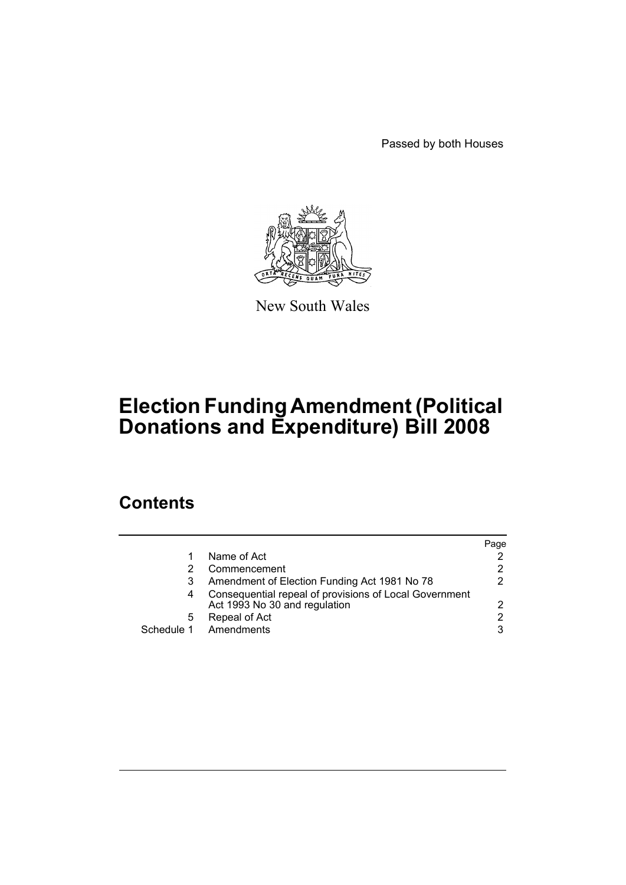Passed by both Houses

New South Wales

# Election Funding Amendment (Political Donations and Expenditure) Bill 2008

## Contents

| | | Page |
|---|---|---|
| 1 | Name of Act | 2 |
| 2 | Commencement | 2 |
| 3 | Amendment of Election Funding Act 1981 No 78 | 2 |
| 4 | Consequential repeal of provisions of Local Government Act 1993 No 30 and regulation | 2 |
| 5 | Repeal of Act | 2 |
| Schedule 1 | Amendments | 3 |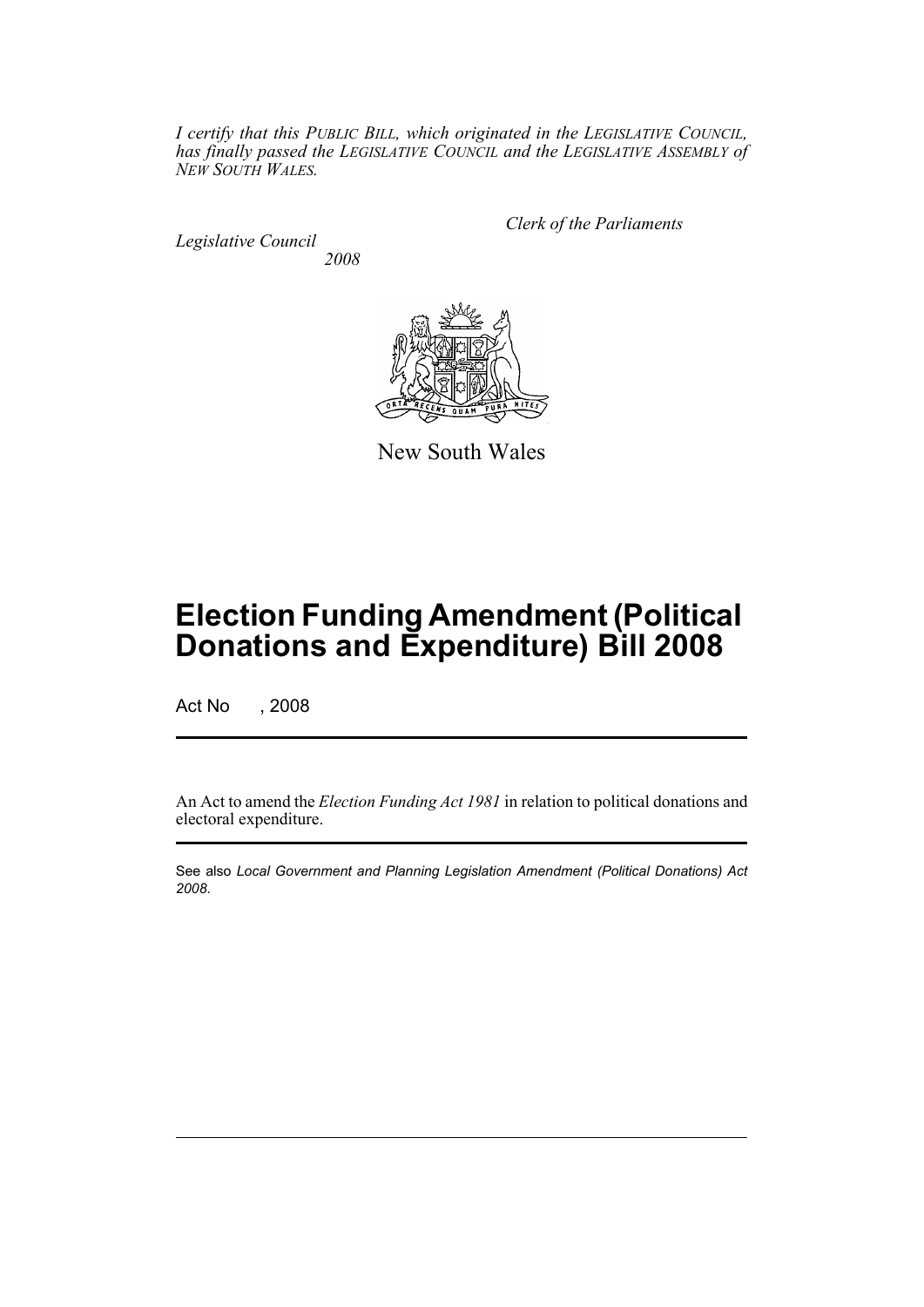*I certify that this PUBLIC BILL, which originated in the LEGISLATIVE COUNCIL, has finally passed the LEGISLATIVE COUNCIL and the LEGISLATIVE ASSEMBLY of NEW SOUTH WALES.*

*Clerk of the Parliaments*

*Legislative Council*
*2008*

New South Wales

# Election Funding Amendment (Political Donations and Expenditure) Bill 2008

Act No , 2008

An Act to amend the *Election Funding Act 1981* in relation to political donations and electoral expenditure.

See also *Local Government and Planning Legislation Amendment (Political Donations) Act 2008*.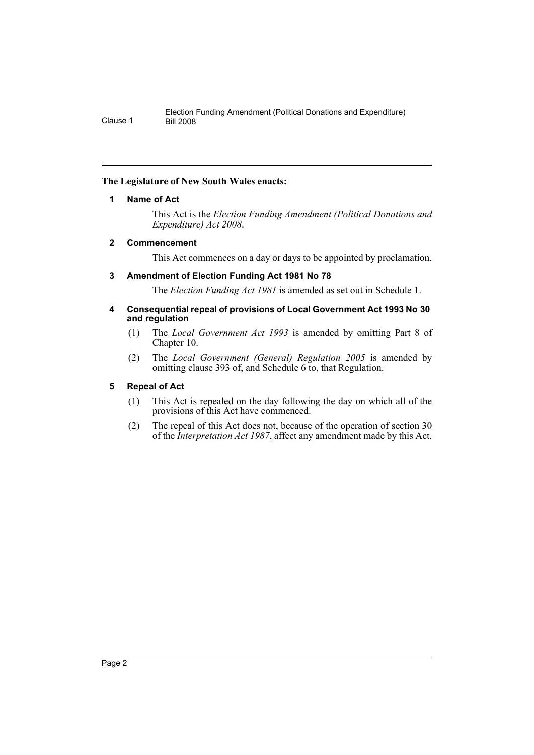**The Legislature of New South Wales enacts:**

## 1 Name of Act

This Act is the *Election Funding Amendment (Political Donations and Expenditure) Act 2008*.

## 2 Commencement

This Act commences on a day or days to be appointed by proclamation.

## 3 Amendment of Election Funding Act 1981 No 78

The *Election Funding Act 1981* is amended as set out in Schedule 1.

## 4 Consequential repeal of provisions of Local Government Act 1993 No 30 and regulation

(1) The *Local Government Act 1993* is amended by omitting Part 8 of Chapter 10.

(2) The *Local Government (General) Regulation 2005* is amended by omitting clause 393 of, and Schedule 6 to, that Regulation.

## 5 Repeal of Act

(1) This Act is repealed on the day following the day on which all of the provisions of this Act have commenced.

(2) The repeal of this Act does not, because of the operation of section 30 of the *Interpretation Act 1987*, affect any amendment made by this Act.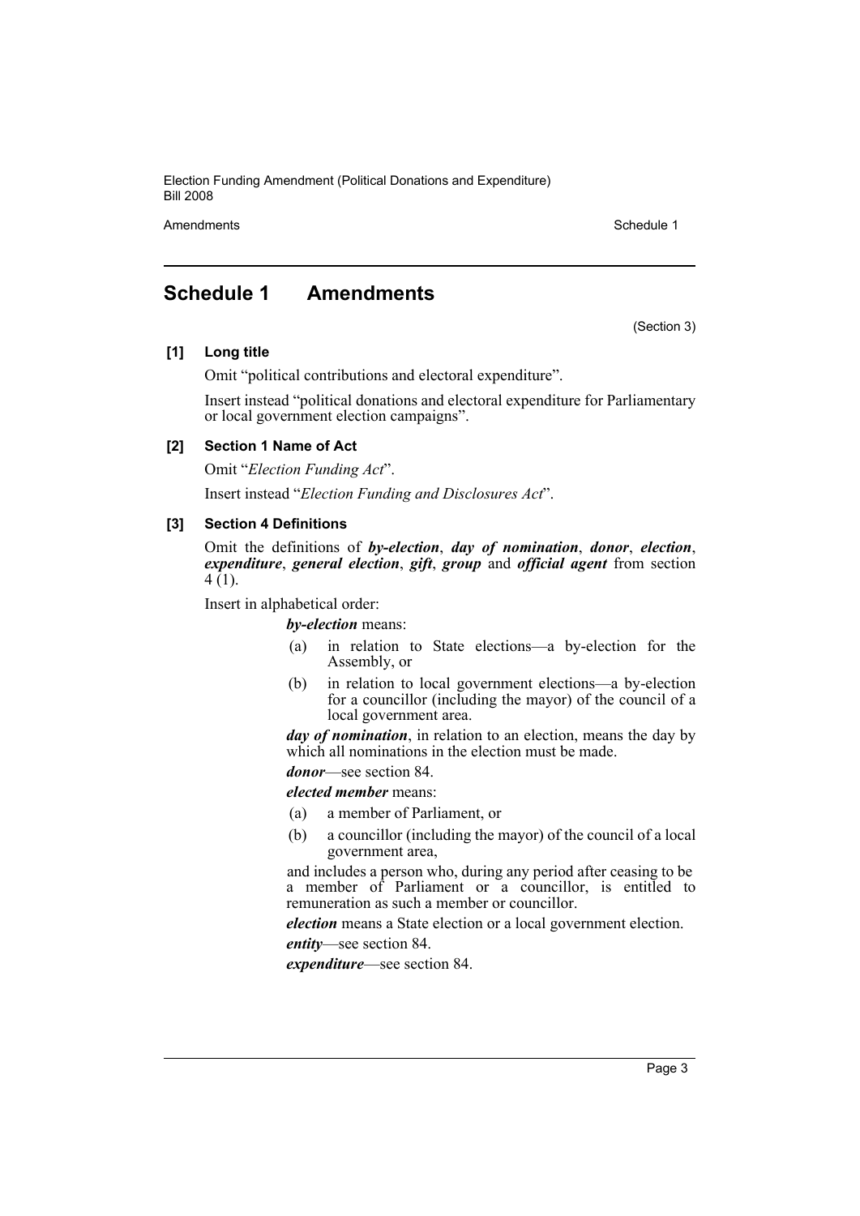## Schedule 1 Amendments

(Section 3)

**[1] Long title**

Omit "political contributions and electoral expenditure".

Insert instead "political donations and electoral expenditure for Parliamentary or local government election campaigns".

**[2] Section 1 Name of Act**

Omit "*Election Funding Act*".

Insert instead "*Election Funding and Disclosures Act*".

**[3] Section 4 Definitions**

Omit the definitions of ***by-election***, ***day of nomination***, ***donor***, ***election***, ***expenditure***, ***general election***, ***gift***, ***group*** and ***official agent*** from section 4 (1).

Insert in alphabetical order:

***by-election*** means:

(a) in relation to State elections—a by-election for the Assembly, or

(b) in relation to local government elections—a by-election for a councillor (including the mayor) of the council of a local government area.

***day of nomination***, in relation to an election, means the day by which all nominations in the election must be made.

***donor***—see section 84.

***elected member*** means:

(a) a member of Parliament, or

(b) a councillor (including the mayor) of the council of a local government area,

and includes a person who, during any period after ceasing to be a member of Parliament or a councillor, is entitled to remuneration as such a member or councillor.

***election*** means a State election or a local government election.

***entity***—see section 84.

***expenditure***—see section 84.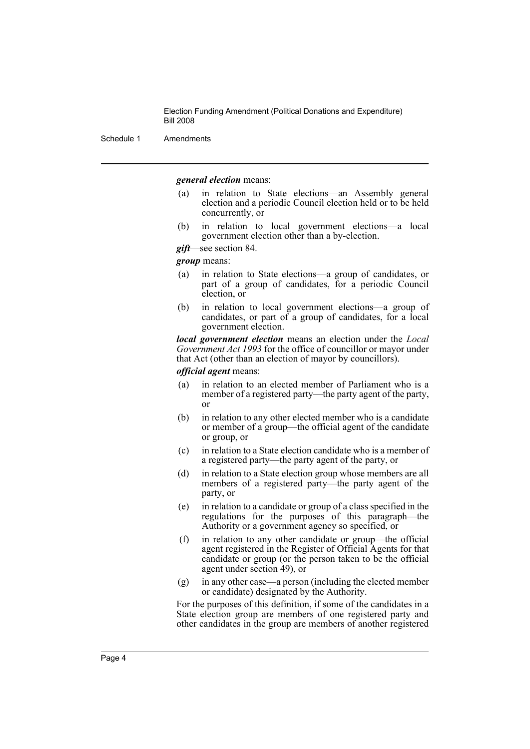***general election*** means:

(a) in relation to State elections—an Assembly general election and a periodic Council election held or to be held concurrently, or

(b) in relation to local government elections—a local government election other than a by-election.

***gift***—see section 84.

***group*** means:

(a) in relation to State elections—a group of candidates, or part of a group of candidates, for a periodic Council election, or

(b) in relation to local government elections—a group of candidates, or part of a group of candidates, for a local government election.

***local government election*** means an election under the *Local Government Act 1993* for the office of councillor or mayor under that Act (other than an election of mayor by councillors).

***official agent*** means:

(a) in relation to an elected member of Parliament who is a member of a registered party—the party agent of the party, or

(b) in relation to any other elected member who is a candidate or member of a group—the official agent of the candidate or group, or

(c) in relation to a State election candidate who is a member of a registered party—the party agent of the party, or

(d) in relation to a State election group whose members are all members of a registered party—the party agent of the party, or

(e) in relation to a candidate or group of a class specified in the regulations for the purposes of this paragraph—the Authority or a government agency so specified, or

(f) in relation to any other candidate or group—the official agent registered in the Register of Official Agents for that candidate or group (or the person taken to be the official agent under section 49), or

(g) in any other case—a person (including the elected member or candidate) designated by the Authority.

For the purposes of this definition, if some of the candidates in a State election group are members of one registered party and other candidates in the group are members of another registered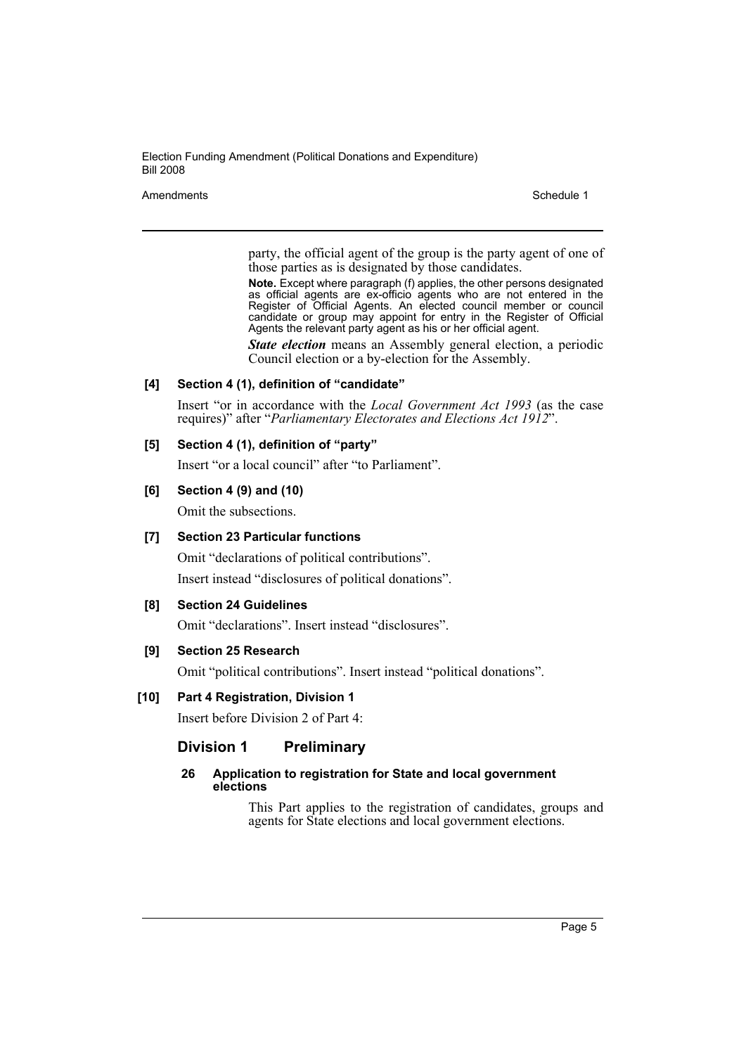party, the official agent of the group is the party agent of one of those parties as is designated by those candidates.

**Note.** Except where paragraph (f) applies, the other persons designated as official agents are ex-officio agents who are not entered in the Register of Official Agents. An elected council member or council candidate or group may appoint for entry in the Register of Official Agents the relevant party agent as his or her official agent.

***State election*** means an Assembly general election, a periodic Council election or a by-election for the Assembly.

**[4] Section 4 (1), definition of "candidate"**

Insert "or in accordance with the *Local Government Act 1993* (as the case requires)" after "*Parliamentary Electorates and Elections Act 1912*".

**[5] Section 4 (1), definition of "party"**

Insert "or a local council" after "to Parliament".

**[6] Section 4 (9) and (10)**

Omit the subsections.

**[7] Section 23 Particular functions**

Omit "declarations of political contributions".

Insert instead "disclosures of political donations".

**[8] Section 24 Guidelines**

Omit "declarations". Insert instead "disclosures".

**[9] Section 25 Research**

Omit "political contributions". Insert instead "political donations".

**[10] Part 4 Registration, Division 1**

Insert before Division 2 of Part 4:

## Division 1 Preliminary

**26 Application to registration for State and local government elections**

This Part applies to the registration of candidates, groups and agents for State elections and local government elections.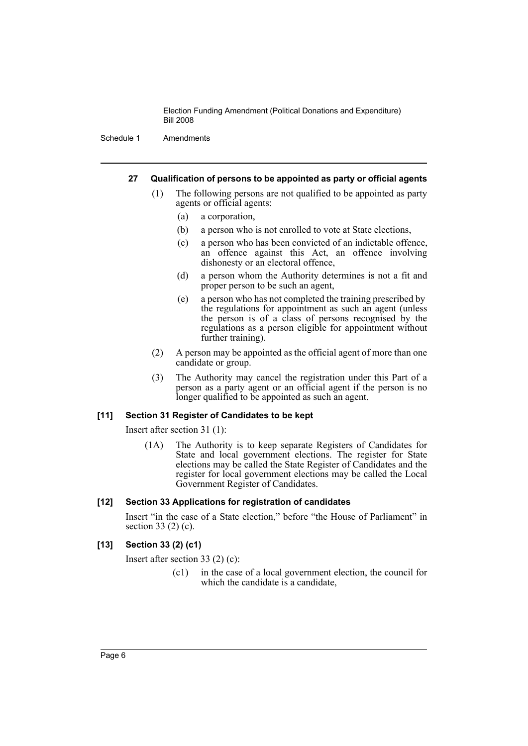#### 27 Qualification of persons to be appointed as party or official agents

(1) The following persons are not qualified to be appointed as party agents or official agents:

(a) a corporation,

(b) a person who is not enrolled to vote at State elections,

(c) a person who has been convicted of an indictable offence, an offence against this Act, an offence involving dishonesty or an electoral offence,

(d) a person whom the Authority determines is not a fit and proper person to be such an agent,

(e) a person who has not completed the training prescribed by the regulations for appointment as such an agent (unless the person is of a class of persons recognised by the regulations as a person eligible for appointment without further training).

(2) A person may be appointed as the official agent of more than one candidate or group.

(3) The Authority may cancel the registration under this Part of a person as a party agent or an official agent if the person is no longer qualified to be appointed as such an agent.

#### [11] Section 31 Register of Candidates to be kept

Insert after section 31 (1):

(1A) The Authority is to keep separate Registers of Candidates for State and local government elections. The register for State elections may be called the State Register of Candidates and the register for local government elections may be called the Local Government Register of Candidates.

#### [12] Section 33 Applications for registration of candidates

Insert "in the case of a State election," before "the House of Parliament" in section 33 (2) (c).

#### [13] Section 33 (2) (c1)

Insert after section 33 (2) (c):

(c1) in the case of a local government election, the council for which the candidate is a candidate,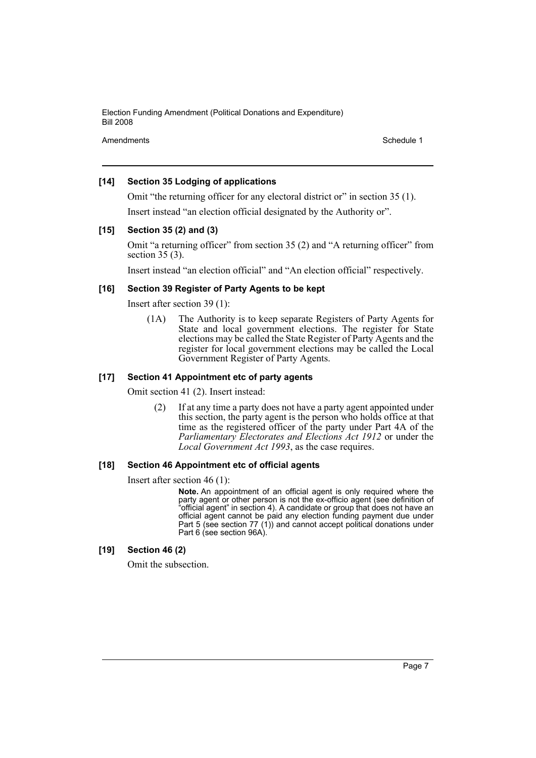### [14] Section 35 Lodging of applications

Omit "the returning officer for any electoral district or" in section 35 (1).

Insert instead "an election official designated by the Authority or".

### [15] Section 35 (2) and (3)

Omit "a returning officer" from section 35 (2) and "A returning officer" from section 35 (3).

Insert instead "an election official" and "An election official" respectively.

### [16] Section 39 Register of Party Agents to be kept

Insert after section 39 (1):

(1A) The Authority is to keep separate Registers of Party Agents for State and local government elections. The register for State elections may be called the State Register of Party Agents and the register for local government elections may be called the Local Government Register of Party Agents.

### [17] Section 41 Appointment etc of party agents

Omit section 41 (2). Insert instead:

(2) If at any time a party does not have a party agent appointed under this section, the party agent is the person who holds office at that time as the registered officer of the party under Part 4A of the *Parliamentary Electorates and Elections Act 1912* or under the *Local Government Act 1993*, as the case requires.

### [18] Section 46 Appointment etc of official agents

Insert after section 46 (1):

**Note.** An appointment of an official agent is only required where the party agent or other person is not the ex-officio agent (see definition of "official agent" in section 4). A candidate or group that does not have an official agent cannot be paid any election funding payment due under Part 5 (see section 77 (1)) and cannot accept political donations under Part 6 (see section 96A).

### [19] Section 46 (2)

Omit the subsection.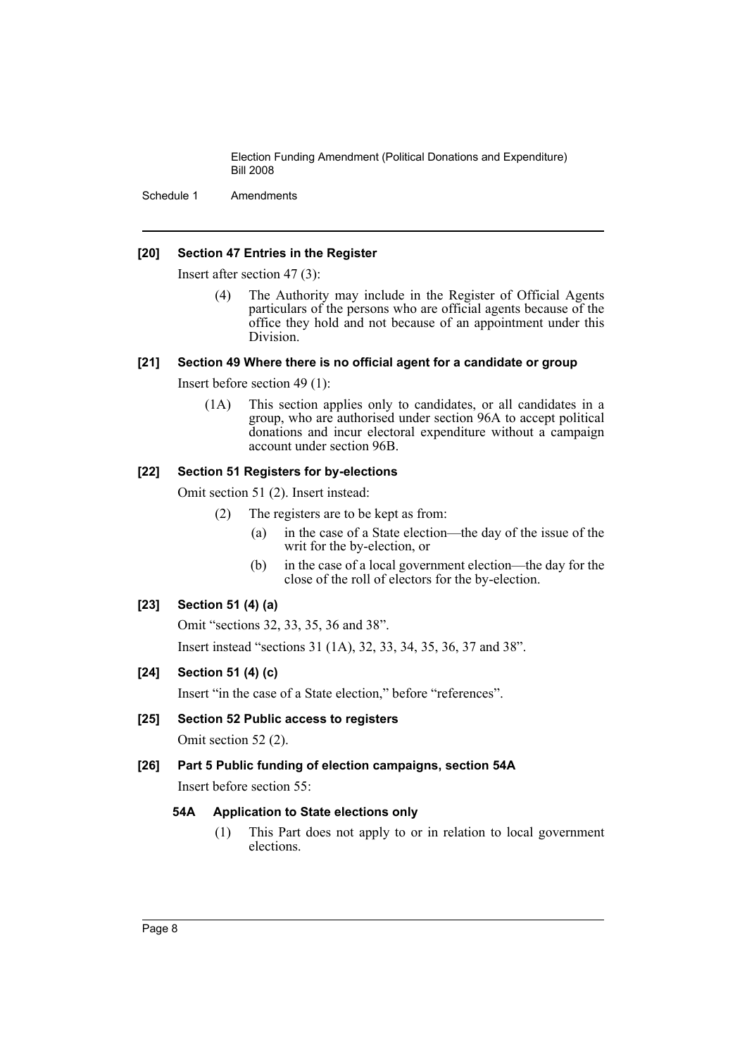### [20] Section 47 Entries in the Register

Insert after section 47 (3):

(4) The Authority may include in the Register of Official Agents particulars of the persons who are official agents because of the office they hold and not because of an appointment under this Division.

### [21] Section 49 Where there is no official agent for a candidate or group

Insert before section 49 (1):

(1A) This section applies only to candidates, or all candidates in a group, who are authorised under section 96A to accept political donations and incur electoral expenditure without a campaign account under section 96B.

### [22] Section 51 Registers for by-elections

Omit section 51 (2). Insert instead:

(2) The registers are to be kept as from:

(a) in the case of a State election—the day of the issue of the writ for the by-election, or

(b) in the case of a local government election—the day for the close of the roll of electors for the by-election.

### [23] Section 51 (4) (a)

Omit "sections 32, 33, 35, 36 and 38".

Insert instead "sections 31 (1A), 32, 33, 34, 35, 36, 37 and 38".

### [24] Section 51 (4) (c)

Insert "in the case of a State election," before "references".

### [25] Section 52 Public access to registers

Omit section 52 (2).

### [26] Part 5 Public funding of election campaigns, section 54A

Insert before section 55:

#### 54A Application to State elections only

(1) This Part does not apply to or in relation to local government elections.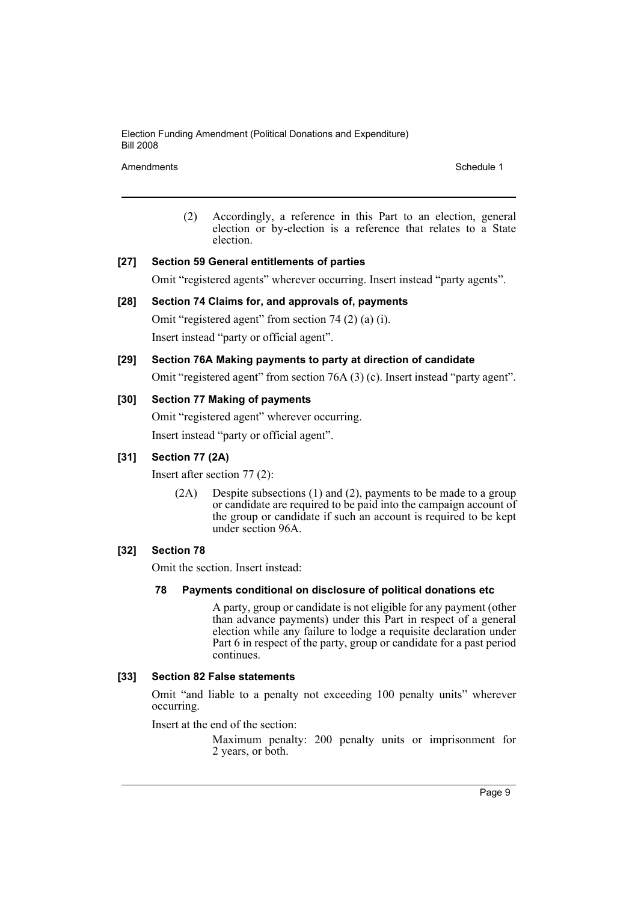(2) Accordingly, a reference in this Part to an election, general election or by-election is a reference that relates to a State election.

### [27] Section 59 General entitlements of parties

Omit "registered agents" wherever occurring. Insert instead "party agents".

### [28] Section 74 Claims for, and approvals of, payments

Omit "registered agent" from section 74 (2) (a) (i).

Insert instead "party or official agent".

### [29] Section 76A Making payments to party at direction of candidate

Omit "registered agent" from section 76A (3) (c). Insert instead "party agent".

### [30] Section 77 Making of payments

Omit "registered agent" wherever occurring.

Insert instead "party or official agent".

### [31] Section 77 (2A)

Insert after section 77 (2):

(2A) Despite subsections (1) and (2), payments to be made to a group or candidate are required to be paid into the campaign account of the group or candidate if such an account is required to be kept under section 96A.

### [32] Section 78

Omit the section. Insert instead:

#### 78 Payments conditional on disclosure of political donations etc

A party, group or candidate is not eligible for any payment (other than advance payments) under this Part in respect of a general election while any failure to lodge a requisite declaration under Part 6 in respect of the party, group or candidate for a past period continues.

### [33] Section 82 False statements

Omit "and liable to a penalty not exceeding 100 penalty units" wherever occurring.

Insert at the end of the section:

Maximum penalty: 200 penalty units or imprisonment for 2 years, or both.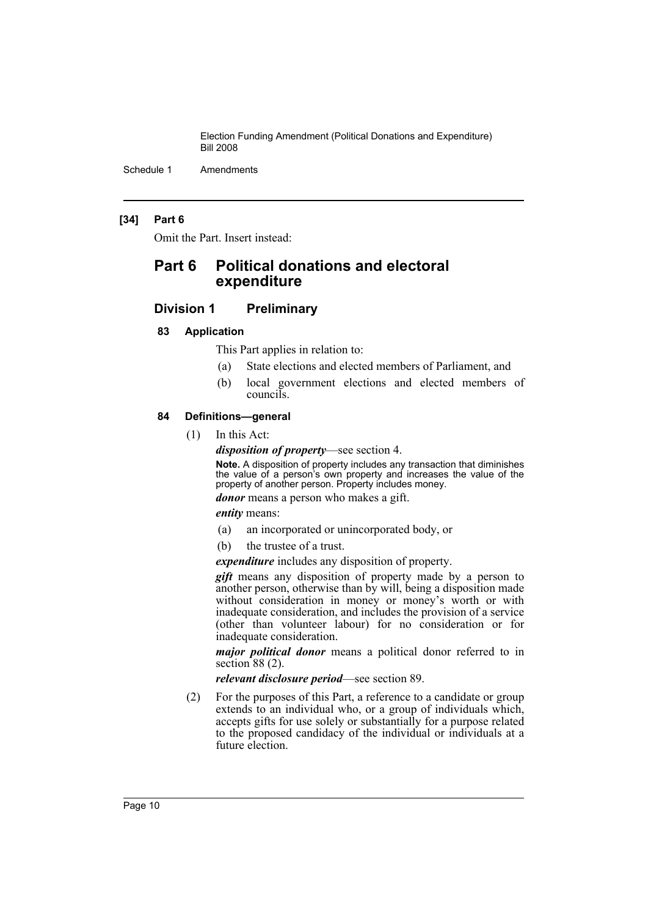### [34] Part 6

Omit the Part. Insert instead:

# Part 6 Political donations and electoral expenditure

## Division 1 Preliminary

### 83 Application

This Part applies in relation to:

(a) State elections and elected members of Parliament, and

(b) local government elections and elected members of councils.

### 84 Definitions—general

(1) In this Act:

***disposition of property***—see section 4.

**Note.** A disposition of property includes any transaction that diminishes the value of a person's own property and increases the value of the property of another person. Property includes money.

***donor*** means a person who makes a gift.

***entity*** means:

(a) an incorporated or unincorporated body, or

(b) the trustee of a trust.

***expenditure*** includes any disposition of property.

***gift*** means any disposition of property made by a person to another person, otherwise than by will, being a disposition made without consideration in money or money's worth or with inadequate consideration, and includes the provision of a service (other than volunteer labour) for no consideration or for inadequate consideration.

***major political donor*** means a political donor referred to in section 88 (2).

***relevant disclosure period***—see section 89.

(2) For the purposes of this Part, a reference to a candidate or group extends to an individual who, or a group of individuals which, accepts gifts for use solely or substantially for a purpose related to the proposed candidacy of the individual or individuals at a future election.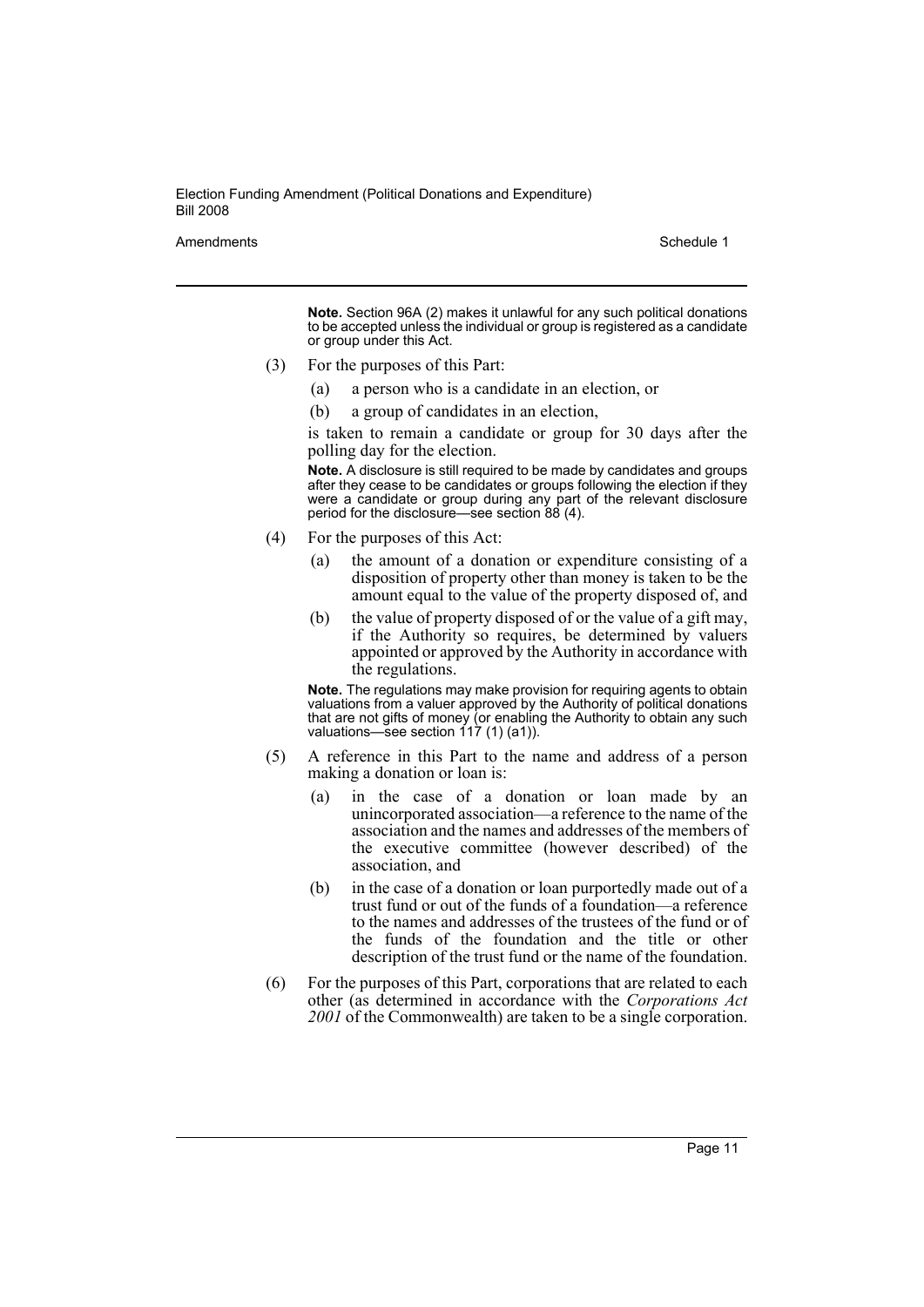**Note.** Section 96A (2) makes it unlawful for any such political donations to be accepted unless the individual or group is registered as a candidate or group under this Act.

(3) For the purposes of this Part:

(a) a person who is a candidate in an election, or

(b) a group of candidates in an election,

is taken to remain a candidate or group for 30 days after the polling day for the election.

**Note.** A disclosure is still required to be made by candidates and groups after they cease to be candidates or groups following the election if they were a candidate or group during any part of the relevant disclosure period for the disclosure—see section 88 (4).

(4) For the purposes of this Act:

(a) the amount of a donation or expenditure consisting of a disposition of property other than money is taken to be the amount equal to the value of the property disposed of, and

(b) the value of property disposed of or the value of a gift may, if the Authority so requires, be determined by valuers appointed or approved by the Authority in accordance with the regulations.

**Note.** The regulations may make provision for requiring agents to obtain valuations from a valuer approved by the Authority of political donations that are not gifts of money (or enabling the Authority to obtain any such valuations—see section 117 (1) (a1)).

(5) A reference in this Part to the name and address of a person making a donation or loan is:

(a) in the case of a donation or loan made by an unincorporated association—a reference to the name of the association and the names and addresses of the members of the executive committee (however described) of the association, and

(b) in the case of a donation or loan purportedly made out of a trust fund or out of the funds of a foundation—a reference to the names and addresses of the trustees of the fund or of the funds of the foundation and the title or other description of the trust fund or the name of the foundation.

(6) For the purposes of this Part, corporations that are related to each other (as determined in accordance with the *Corporations Act 2001* of the Commonwealth) are taken to be a single corporation.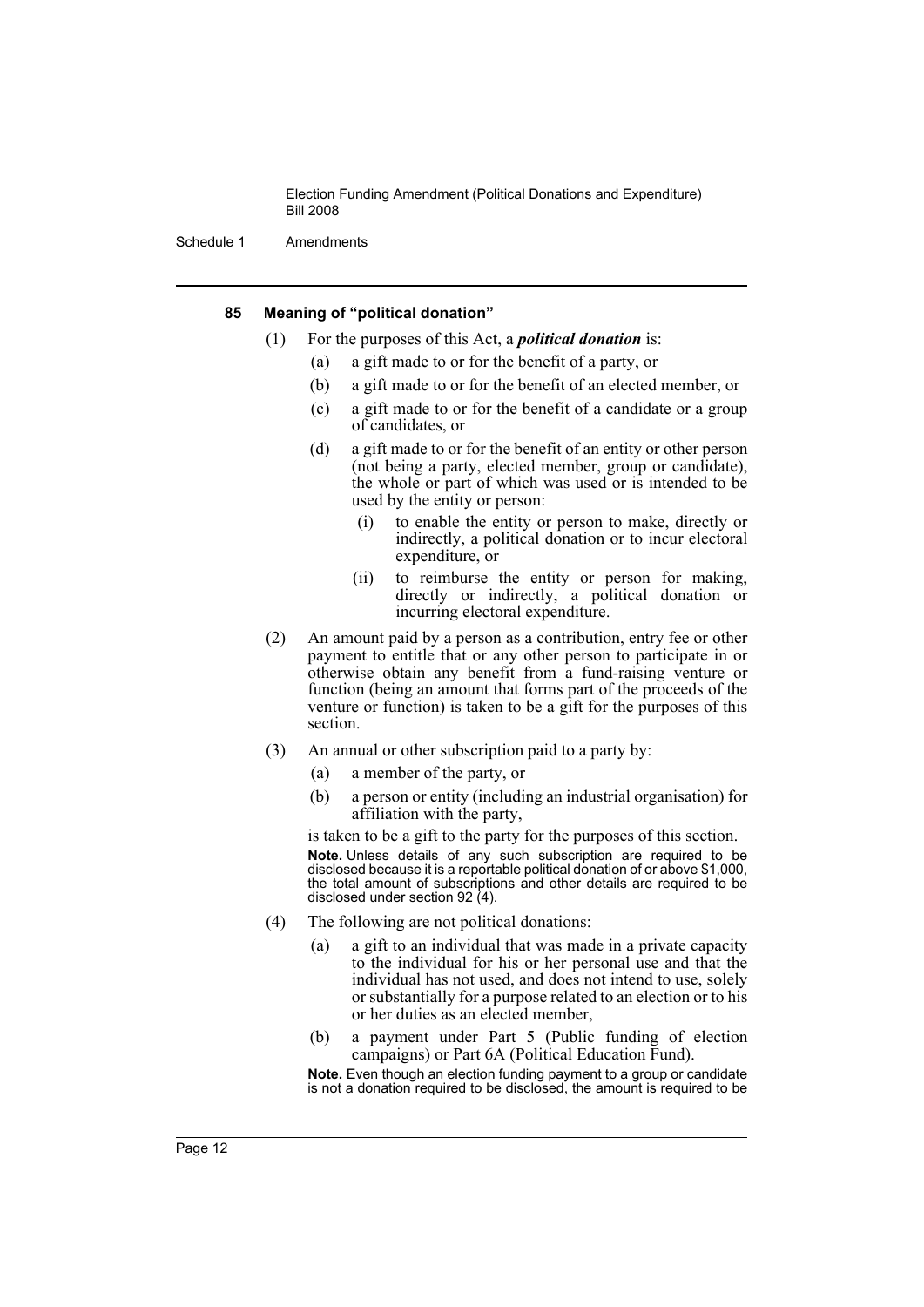#### 85 Meaning of "political donation"

(1) For the purposes of this Act, a ***political donation*** is:

- (a) a gift made to or for the benefit of a party, or
- (b) a gift made to or for the benefit of an elected member, or
- (c) a gift made to or for the benefit of a candidate or a group of candidates, or
- (d) a gift made to or for the benefit of an entity or other person (not being a party, elected member, group or candidate), the whole or part of which was used or is intended to be used by the entity or person:
  - (i) to enable the entity or person to make, directly or indirectly, a political donation or to incur electoral expenditure, or
  - (ii) to reimburse the entity or person for making, directly or indirectly, a political donation or incurring electoral expenditure.

(2) An amount paid by a person as a contribution, entry fee or other payment to entitle that or any other person to participate in or otherwise obtain any benefit from a fund-raising venture or function (being an amount that forms part of the proceeds of the venture or function) is taken to be a gift for the purposes of this section.

(3) An annual or other subscription paid to a party by:

- (a) a member of the party, or
- (b) a person or entity (including an industrial organisation) for affiliation with the party,

is taken to be a gift to the party for the purposes of this section.

**Note.** Unless details of any such subscription are required to be disclosed because it is a reportable political donation of or above $1,000, the total amount of subscriptions and other details are required to be disclosed under section 92 (4).

(4) The following are not political donations:

- (a) a gift to an individual that was made in a private capacity to the individual for his or her personal use and that the individual has not used, and does not intend to use, solely or substantially for a purpose related to an election or to his or her duties as an elected member,
- (b) a payment under Part 5 (Public funding of election campaigns) or Part 6A (Political Education Fund).

**Note.** Even though an election funding payment to a group or candidate is not a donation required to be disclosed, the amount is required to be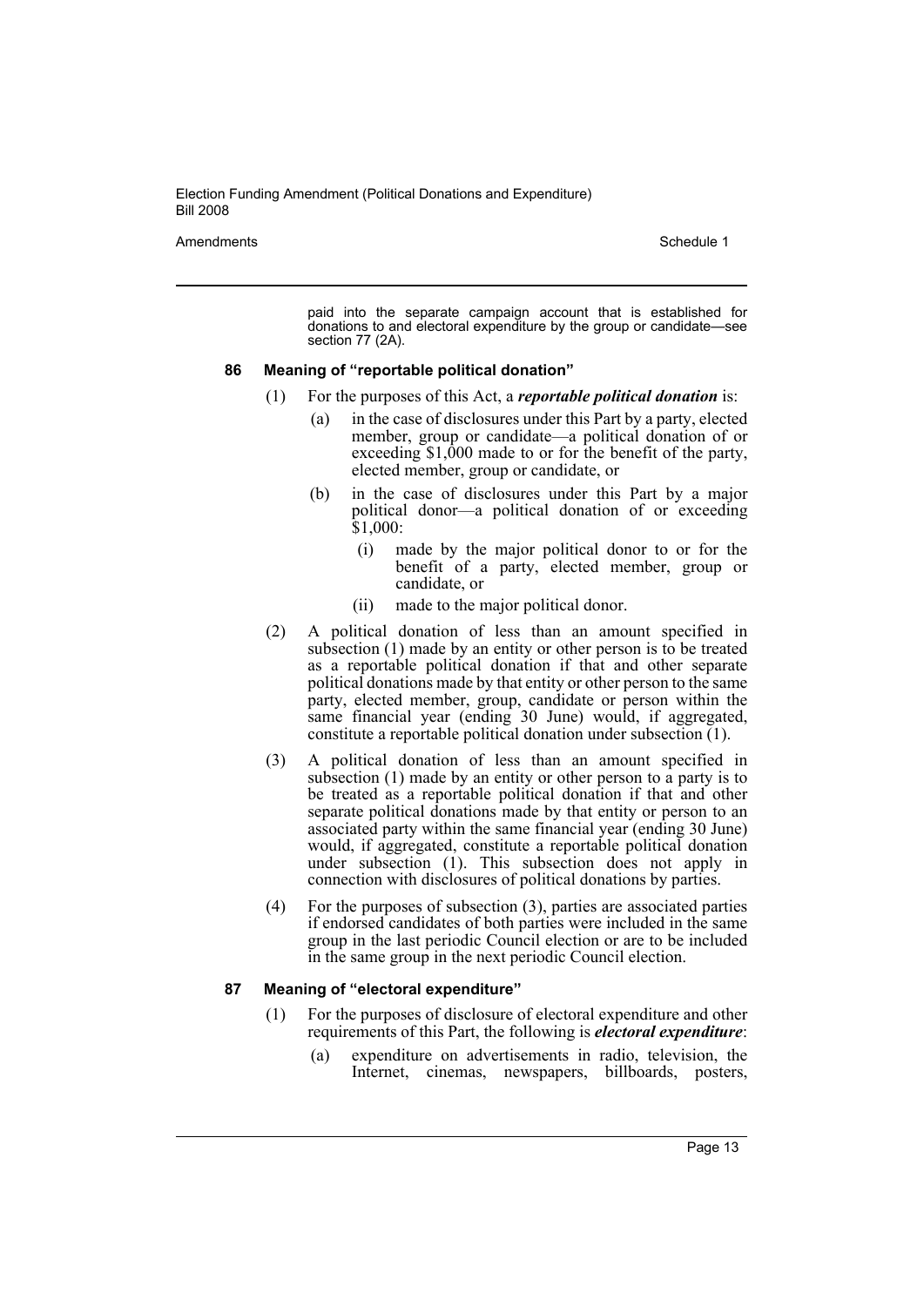paid into the separate campaign account that is established for donations to and electoral expenditure by the group or candidate—see section 77 (2A).

### 86 Meaning of "reportable political donation"

(1) For the purposes of this Act, a ***reportable political donation*** is:

- (a) in the case of disclosures under this Part by a party, elected member, group or candidate—a political donation of or exceeding $1,000 made to or for the benefit of the party, elected member, group or candidate, or
- (b) in the case of disclosures under this Part by a major political donor—a political donation of or exceeding $1,000:
  - (i) made by the major political donor to or for the benefit of a party, elected member, group or candidate, or
  - (ii) made to the major political donor.

(2) A political donation of less than an amount specified in subsection (1) made by an entity or other person is to be treated as a reportable political donation if that and other separate political donations made by that entity or other person to the same party, elected member, group, candidate or person within the same financial year (ending 30 June) would, if aggregated, constitute a reportable political donation under subsection (1).

(3) A political donation of less than an amount specified in subsection (1) made by an entity or other person to a party is to be treated as a reportable political donation if that and other separate political donations made by that entity or person to an associated party within the same financial year (ending 30 June) would, if aggregated, constitute a reportable political donation under subsection (1). This subsection does not apply in connection with disclosures of political donations by parties.

(4) For the purposes of subsection (3), parties are associated parties if endorsed candidates of both parties were included in the same group in the last periodic Council election or are to be included in the same group in the next periodic Council election.

### 87 Meaning of "electoral expenditure"

(1) For the purposes of disclosure of electoral expenditure and other requirements of this Part, the following is ***electoral expenditure***:

- (a) expenditure on advertisements in radio, television, the Internet, cinemas, newspapers, billboards, posters,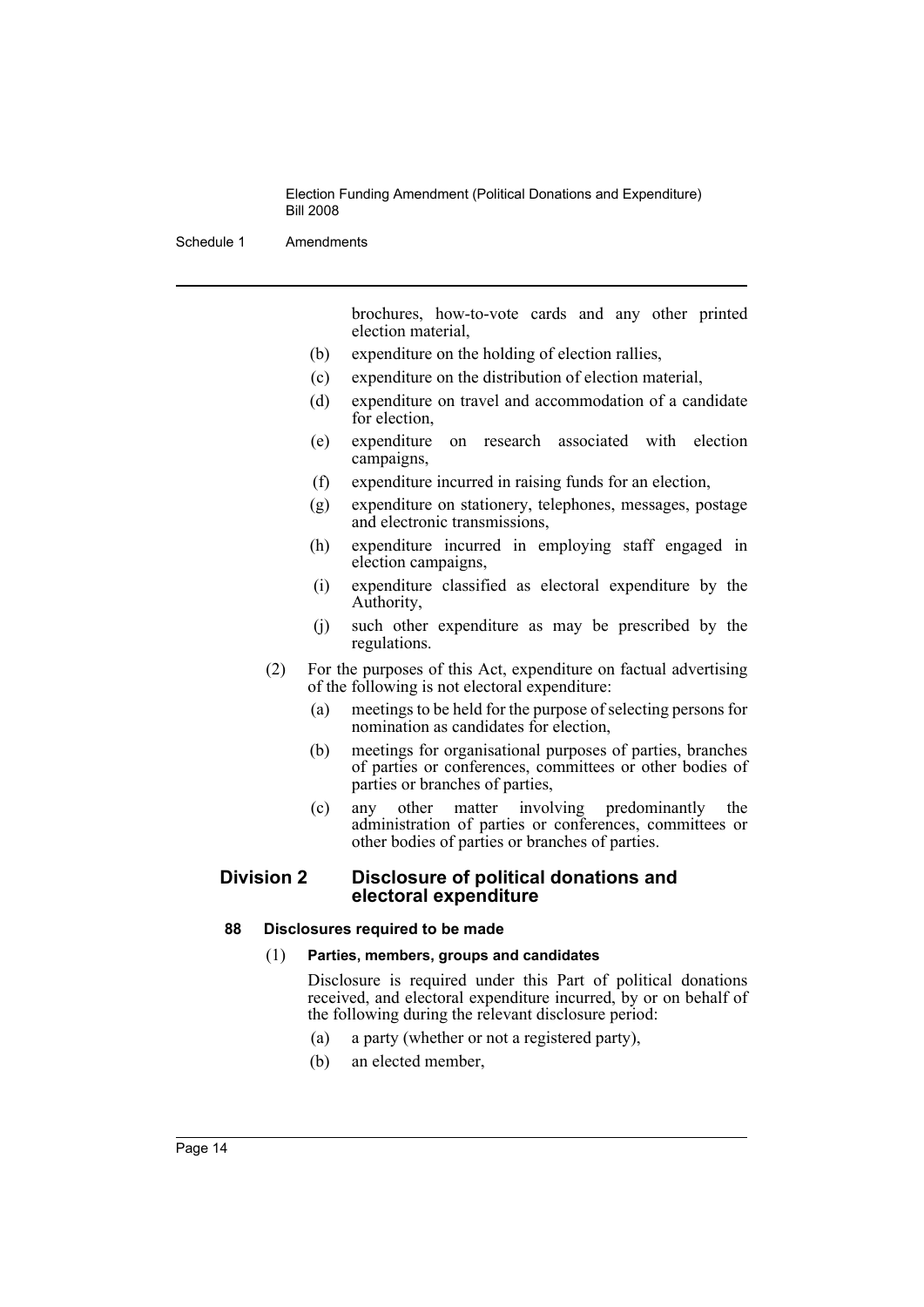brochures, how-to-vote cards and any other printed election material,

(b) expenditure on the holding of election rallies,

(c) expenditure on the distribution of election material,

(d) expenditure on travel and accommodation of a candidate for election,

(e) expenditure on research associated with election campaigns,

(f) expenditure incurred in raising funds for an election,

(g) expenditure on stationery, telephones, messages, postage and electronic transmissions,

(h) expenditure incurred in employing staff engaged in election campaigns,

(i) expenditure classified as electoral expenditure by the Authority,

(j) such other expenditure as may be prescribed by the regulations.

(2) For the purposes of this Act, expenditure on factual advertising of the following is not electoral expenditure:

(a) meetings to be held for the purpose of selecting persons for nomination as candidates for election,

(b) meetings for organisational purposes of parties, branches of parties or conferences, committees or other bodies of parties or branches of parties,

(c) any other matter involving predominantly the administration of parties or conferences, committees or other bodies of parties or branches of parties.

## Division 2 Disclosure of political donations and electoral expenditure

### 88 Disclosures required to be made

(1) **Parties, members, groups and candidates**

Disclosure is required under this Part of political donations received, and electoral expenditure incurred, by or on behalf of the following during the relevant disclosure period:

(a) a party (whether or not a registered party),

(b) an elected member,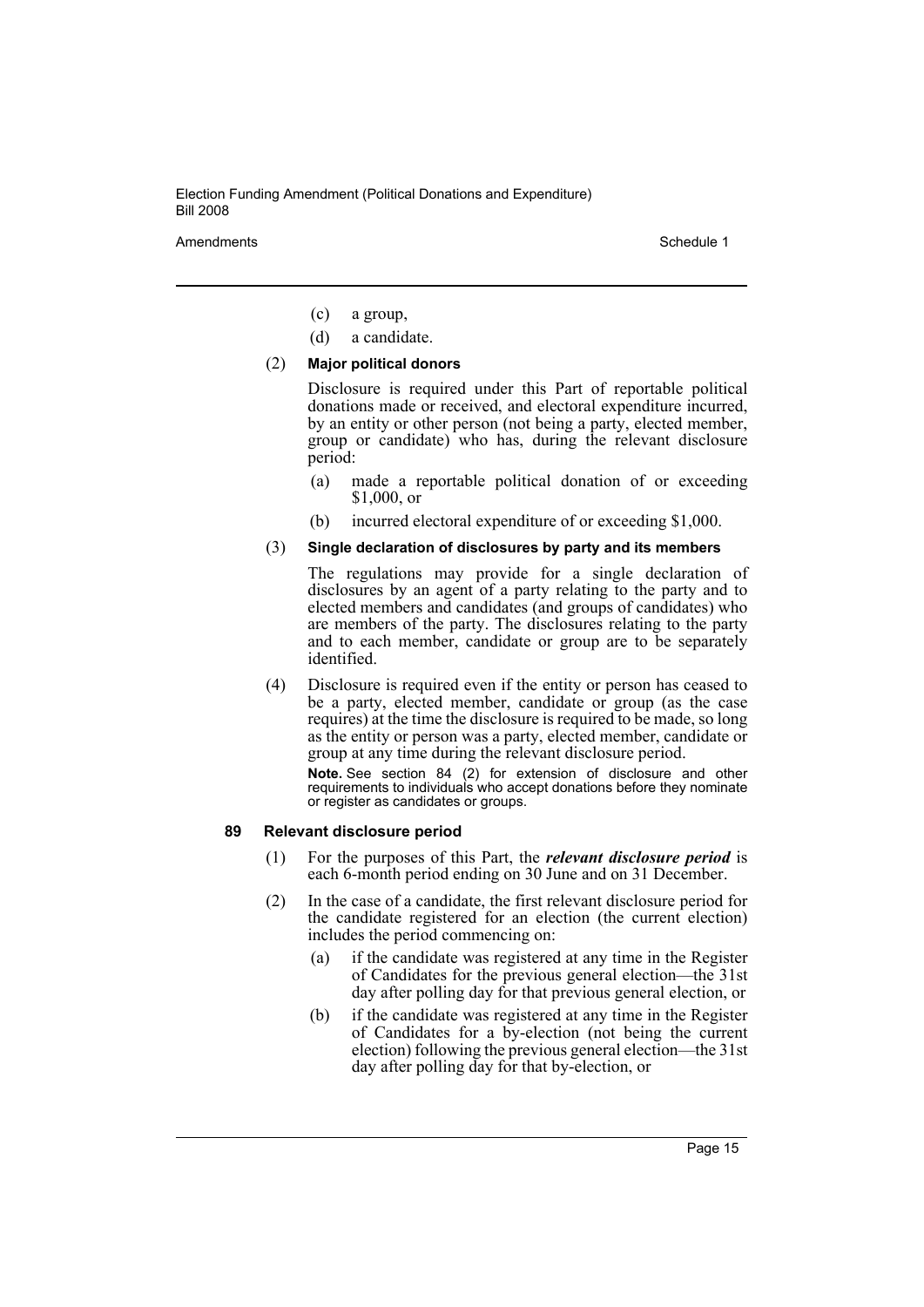(c) a group,

(d) a candidate.

(2) **Major political donors**

Disclosure is required under this Part of reportable political donations made or received, and electoral expenditure incurred, by an entity or other person (not being a party, elected member, group or candidate) who has, during the relevant disclosure period:

(a) made a reportable political donation of or exceeding $1,000, or

(b) incurred electoral expenditure of or exceeding $1,000.

(3) **Single declaration of disclosures by party and its members**

The regulations may provide for a single declaration of disclosures by an agent of a party relating to the party and to elected members and candidates (and groups of candidates) who are members of the party. The disclosures relating to the party and to each member, candidate or group are to be separately identified.

(4) Disclosure is required even if the entity or person has ceased to be a party, elected member, candidate or group (as the case requires) at the time the disclosure is required to be made, so long as the entity or person was a party, elected member, candidate or group at any time during the relevant disclosure period.

**Note.** See section 84 (2) for extension of disclosure and other requirements to individuals who accept donations before they nominate or register as candidates or groups.

### 89 Relevant disclosure period

(1) For the purposes of this Part, the ***relevant disclosure period*** is each 6-month period ending on 30 June and on 31 December.

(2) In the case of a candidate, the first relevant disclosure period for the candidate registered for an election (the current election) includes the period commencing on:

(a) if the candidate was registered at any time in the Register of Candidates for the previous general election—the 31st day after polling day for that previous general election, or

(b) if the candidate was registered at any time in the Register of Candidates for a by-election (not being the current election) following the previous general election—the 31st day after polling day for that by-election, or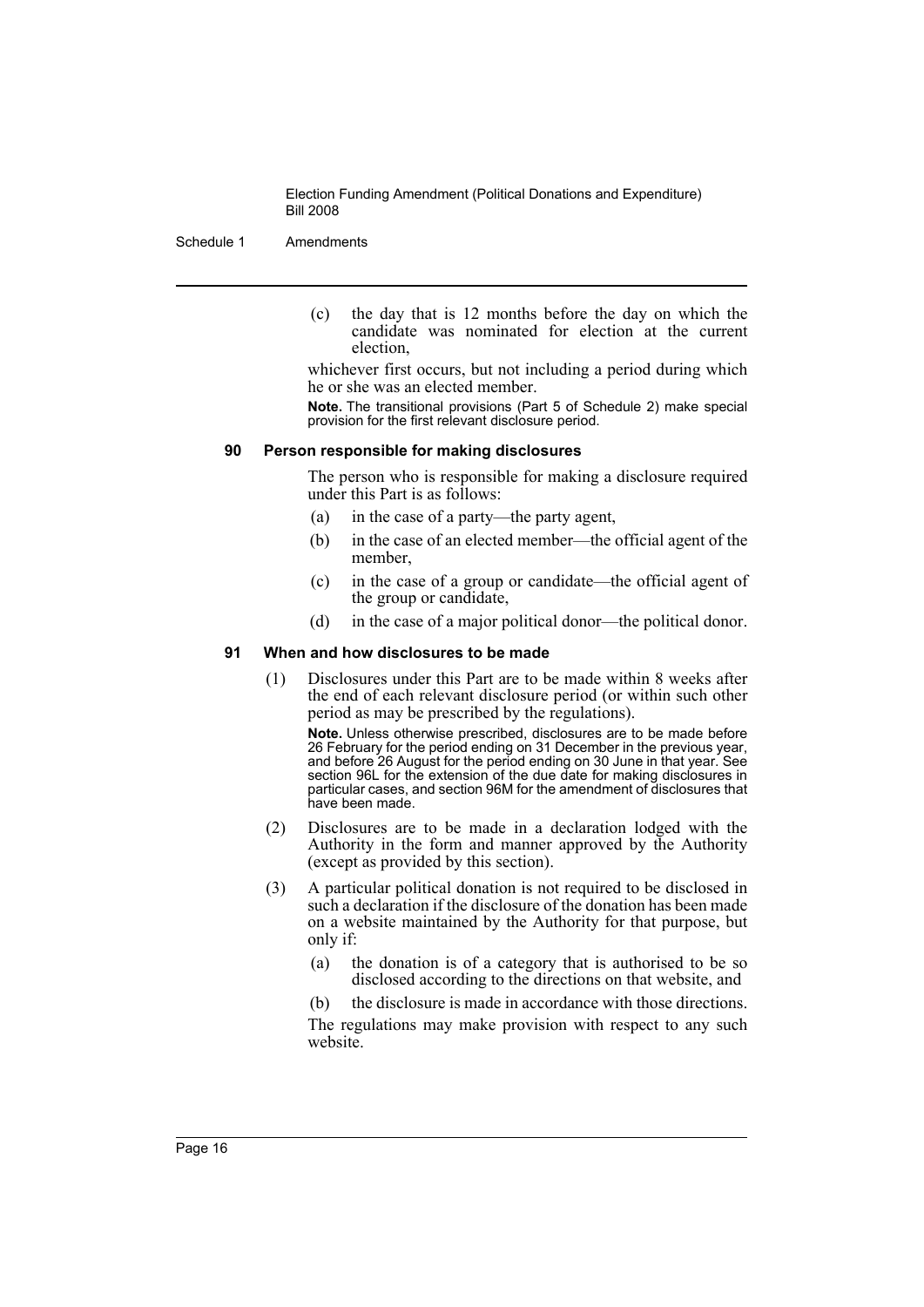(c) the day that is 12 months before the day on which the candidate was nominated for election at the current election,

whichever first occurs, but not including a period during which he or she was an elected member.

**Note.** The transitional provisions (Part 5 of Schedule 2) make special provision for the first relevant disclosure period.

### 90 Person responsible for making disclosures

The person who is responsible for making a disclosure required under this Part is as follows:

(a) in the case of a party—the party agent,

(b) in the case of an elected member—the official agent of the member,

(c) in the case of a group or candidate—the official agent of the group or candidate,

(d) in the case of a major political donor—the political donor.

### 91 When and how disclosures to be made

(1) Disclosures under this Part are to be made within 8 weeks after the end of each relevant disclosure period (or within such other period as may be prescribed by the regulations).

**Note.** Unless otherwise prescribed, disclosures are to be made before 26 February for the period ending on 31 December in the previous year, and before 26 August for the period ending on 30 June in that year. See section 96L for the extension of the due date for making disclosures in particular cases, and section 96M for the amendment of disclosures that have been made.

(2) Disclosures are to be made in a declaration lodged with the Authority in the form and manner approved by the Authority (except as provided by this section).

(3) A particular political donation is not required to be disclosed in such a declaration if the disclosure of the donation has been made on a website maintained by the Authority for that purpose, but only if:

(a) the donation is of a category that is authorised to be so disclosed according to the directions on that website, and

(b) the disclosure is made in accordance with those directions.

The regulations may make provision with respect to any such website.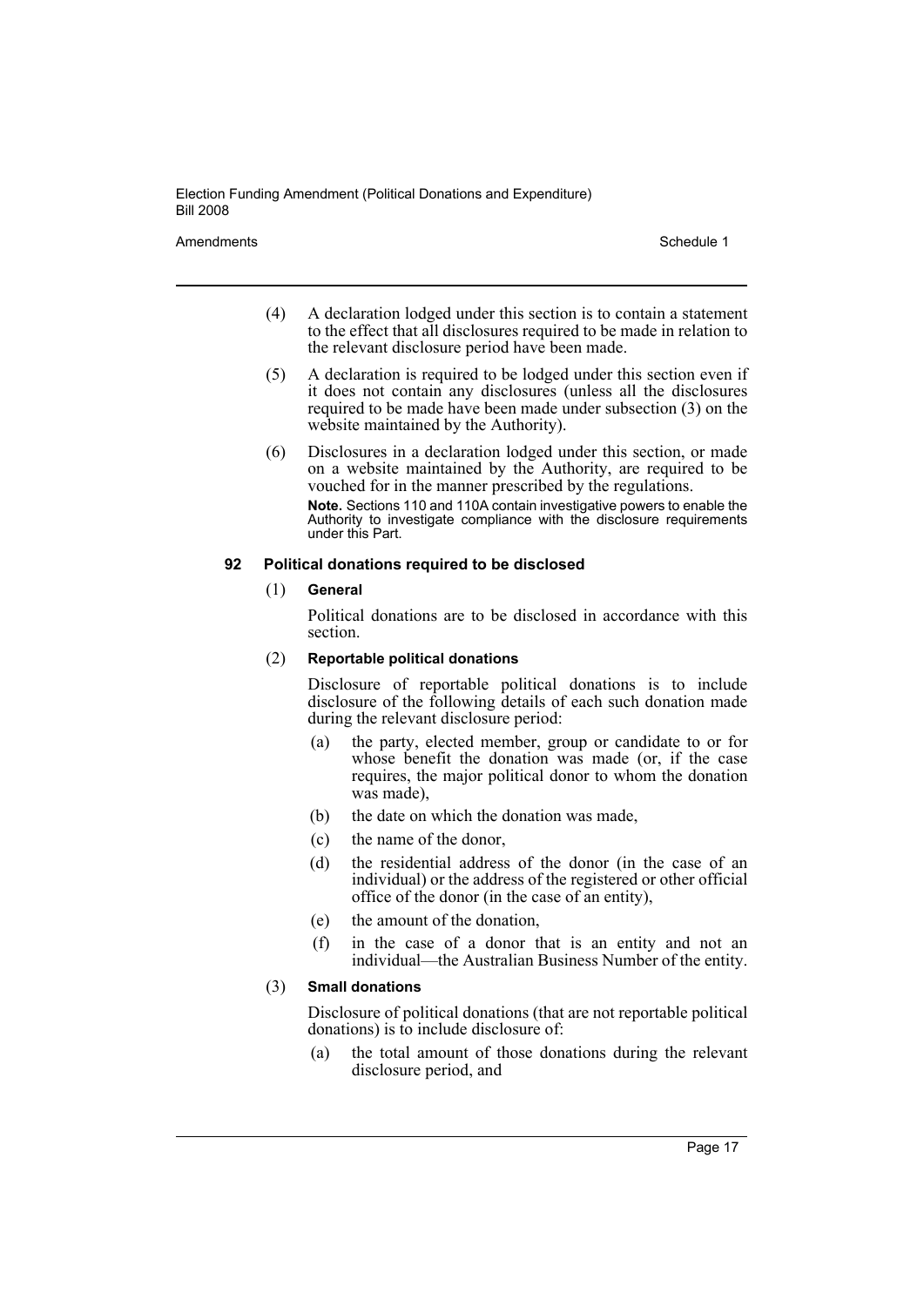(4) A declaration lodged under this section is to contain a statement to the effect that all disclosures required to be made in relation to the relevant disclosure period have been made.

(5) A declaration is required to be lodged under this section even if it does not contain any disclosures (unless all the disclosures required to be made have been made under subsection (3) on the website maintained by the Authority).

(6) Disclosures in a declaration lodged under this section, or made on a website maintained by the Authority, are required to be vouched for in the manner prescribed by the regulations.

**Note.** Sections 110 and 110A contain investigative powers to enable the Authority to investigate compliance with the disclosure requirements under this Part.

### 92 Political donations required to be disclosed

(1) **General**

Political donations are to be disclosed in accordance with this section.

(2) **Reportable political donations**

Disclosure of reportable political donations is to include disclosure of the following details of each such donation made during the relevant disclosure period:

- (a) the party, elected member, group or candidate to or for whose benefit the donation was made (or, if the case requires, the major political donor to whom the donation was made),
- (b) the date on which the donation was made,
- (c) the name of the donor,
- (d) the residential address of the donor (in the case of an individual) or the address of the registered or other official office of the donor (in the case of an entity),
- (e) the amount of the donation,
- (f) in the case of a donor that is an entity and not an individual—the Australian Business Number of the entity.

(3) **Small donations**

Disclosure of political donations (that are not reportable political donations) is to include disclosure of:

- (a) the total amount of those donations during the relevant disclosure period, and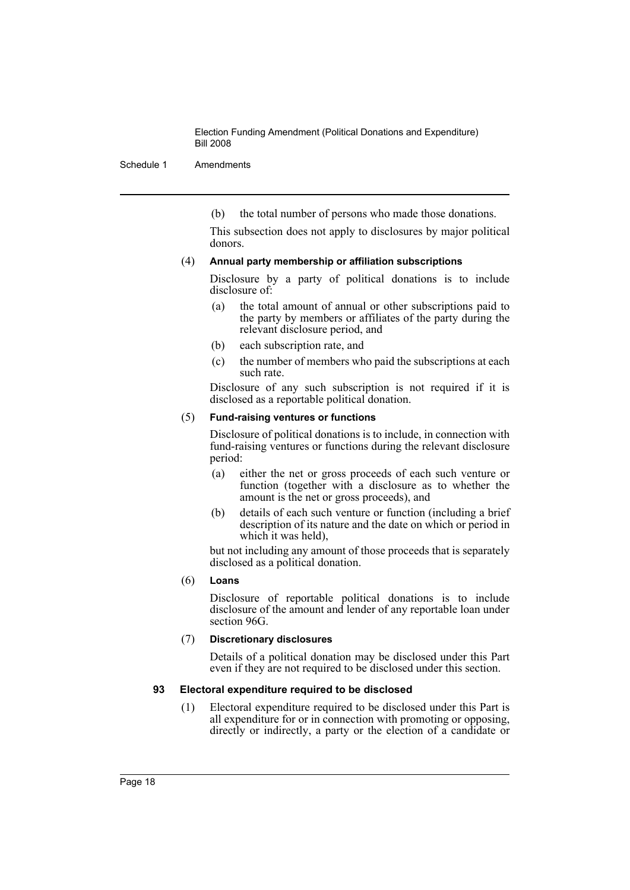(b) the total number of persons who made those donations.

This subsection does not apply to disclosures by major political donors.

(4) **Annual party membership or affiliation subscriptions**

Disclosure by a party of political donations is to include disclosure of:

- (a) the total amount of annual or other subscriptions paid to the party by members or affiliates of the party during the relevant disclosure period, and
- (b) each subscription rate, and
- (c) the number of members who paid the subscriptions at each such rate.

Disclosure of any such subscription is not required if it is disclosed as a reportable political donation.

(5) **Fund-raising ventures or functions**

Disclosure of political donations is to include, in connection with fund-raising ventures or functions during the relevant disclosure period:

- (a) either the net or gross proceeds of each such venture or function (together with a disclosure as to whether the amount is the net or gross proceeds), and
- (b) details of each such venture or function (including a brief description of its nature and the date on which or period in which it was held),

but not including any amount of those proceeds that is separately disclosed as a political donation.

(6) **Loans**

Disclosure of reportable political donations is to include disclosure of the amount and lender of any reportable loan under section 96G.

(7) **Discretionary disclosures**

Details of a political donation may be disclosed under this Part even if they are not required to be disclosed under this section.

### 93 Electoral expenditure required to be disclosed

(1) Electoral expenditure required to be disclosed under this Part is all expenditure for or in connection with promoting or opposing, directly or indirectly, a party or the election of a candidate or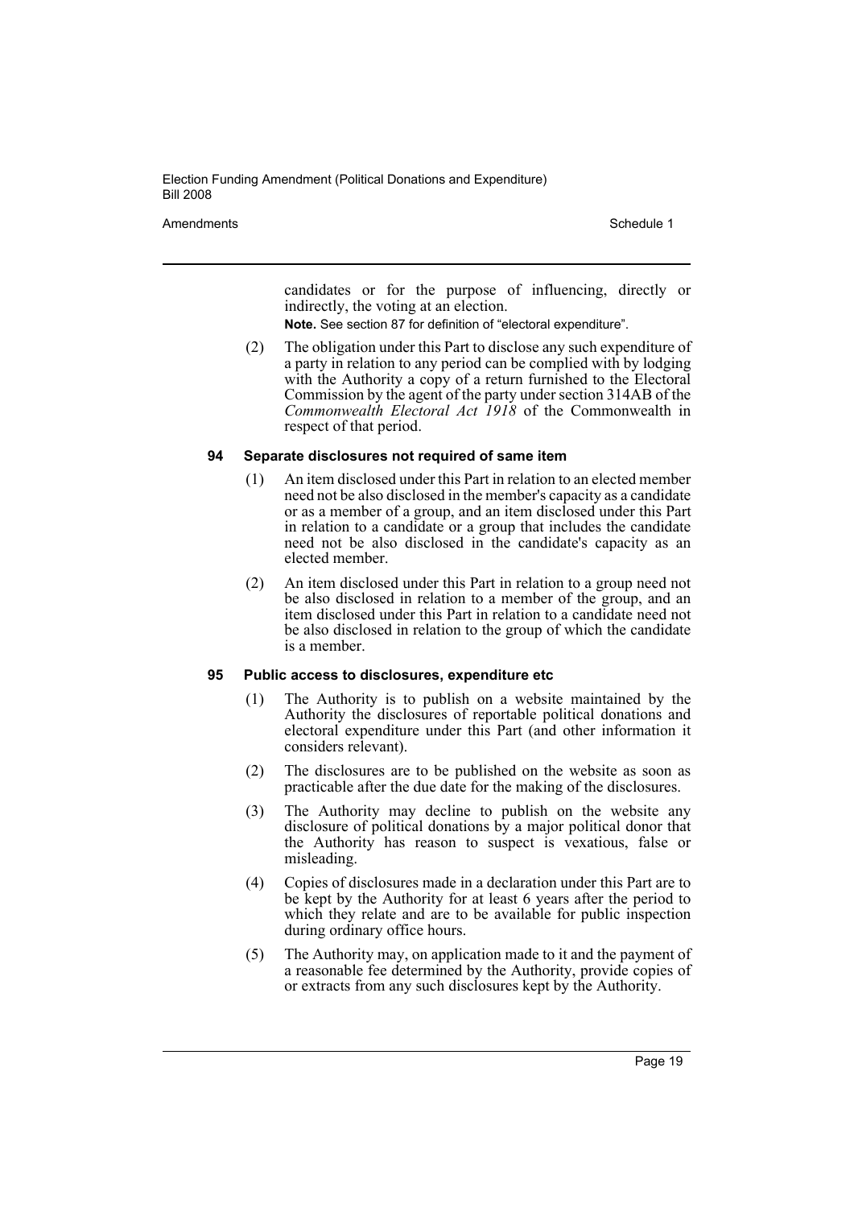candidates or for the purpose of influencing, directly or indirectly, the voting at an election.

**Note.** See section 87 for definition of "electoral expenditure".

(2) The obligation under this Part to disclose any such expenditure of a party in relation to any period can be complied with by lodging with the Authority a copy of a return furnished to the Electoral Commission by the agent of the party under section 314AB of the *Commonwealth Electoral Act 1918* of the Commonwealth in respect of that period.

### 94 Separate disclosures not required of same item

(1) An item disclosed under this Part in relation to an elected member need not be also disclosed in the member's capacity as a candidate or as a member of a group, and an item disclosed under this Part in relation to a candidate or a group that includes the candidate need not be also disclosed in the candidate's capacity as an elected member.

(2) An item disclosed under this Part in relation to a group need not be also disclosed in relation to a member of the group, and an item disclosed under this Part in relation to a candidate need not be also disclosed in relation to the group of which the candidate is a member.

### 95 Public access to disclosures, expenditure etc

(1) The Authority is to publish on a website maintained by the Authority the disclosures of reportable political donations and electoral expenditure under this Part (and other information it considers relevant).

(2) The disclosures are to be published on the website as soon as practicable after the due date for the making of the disclosures.

(3) The Authority may decline to publish on the website any disclosure of political donations by a major political donor that the Authority has reason to suspect is vexatious, false or misleading.

(4) Copies of disclosures made in a declaration under this Part are to be kept by the Authority for at least 6 years after the period to which they relate and are to be available for public inspection during ordinary office hours.

(5) The Authority may, on application made to it and the payment of a reasonable fee determined by the Authority, provide copies of or extracts from any such disclosures kept by the Authority.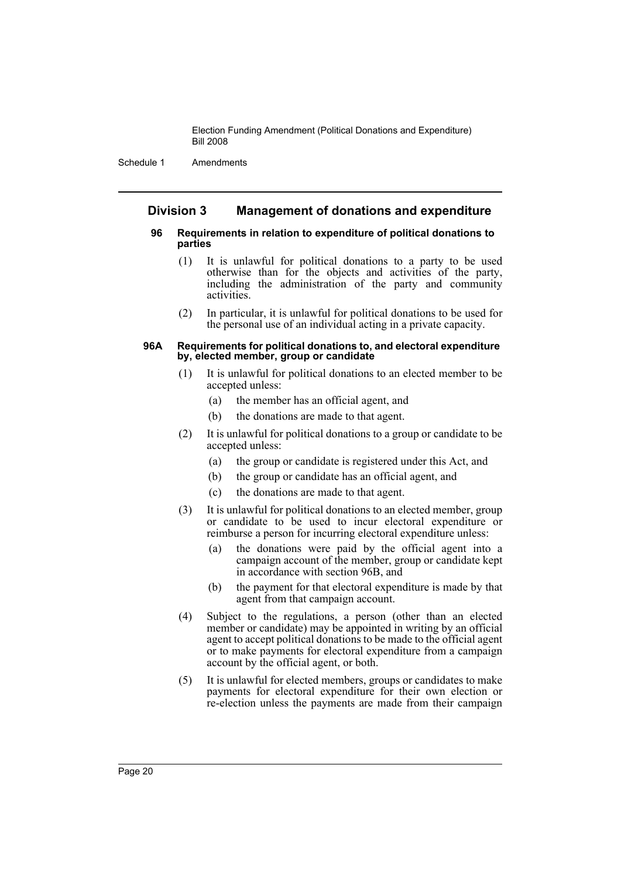## Division 3 Management of donations and expenditure

### 96 Requirements in relation to expenditure of political donations to parties

(1) It is unlawful for political donations to a party to be used otherwise than for the objects and activities of the party, including the administration of the party and community activities.

(2) In particular, it is unlawful for political donations to be used for the personal use of an individual acting in a private capacity.

### 96A Requirements for political donations to, and electoral expenditure by, elected member, group or candidate

(1) It is unlawful for political donations to an elected member to be accepted unless:

- (a) the member has an official agent, and
- (b) the donations are made to that agent.

(2) It is unlawful for political donations to a group or candidate to be accepted unless:

- (a) the group or candidate is registered under this Act, and
- (b) the group or candidate has an official agent, and
- (c) the donations are made to that agent.

(3) It is unlawful for political donations to an elected member, group or candidate to be used to incur electoral expenditure or reimburse a person for incurring electoral expenditure unless:

- (a) the donations were paid by the official agent into a campaign account of the member, group or candidate kept in accordance with section 96B, and
- (b) the payment for that electoral expenditure is made by that agent from that campaign account.

(4) Subject to the regulations, a person (other than an elected member or candidate) may be appointed in writing by an official agent to accept political donations to be made to the official agent or to make payments for electoral expenditure from a campaign account by the official agent, or both.

(5) It is unlawful for elected members, groups or candidates to make payments for electoral expenditure for their own election or re-election unless the payments are made from their campaign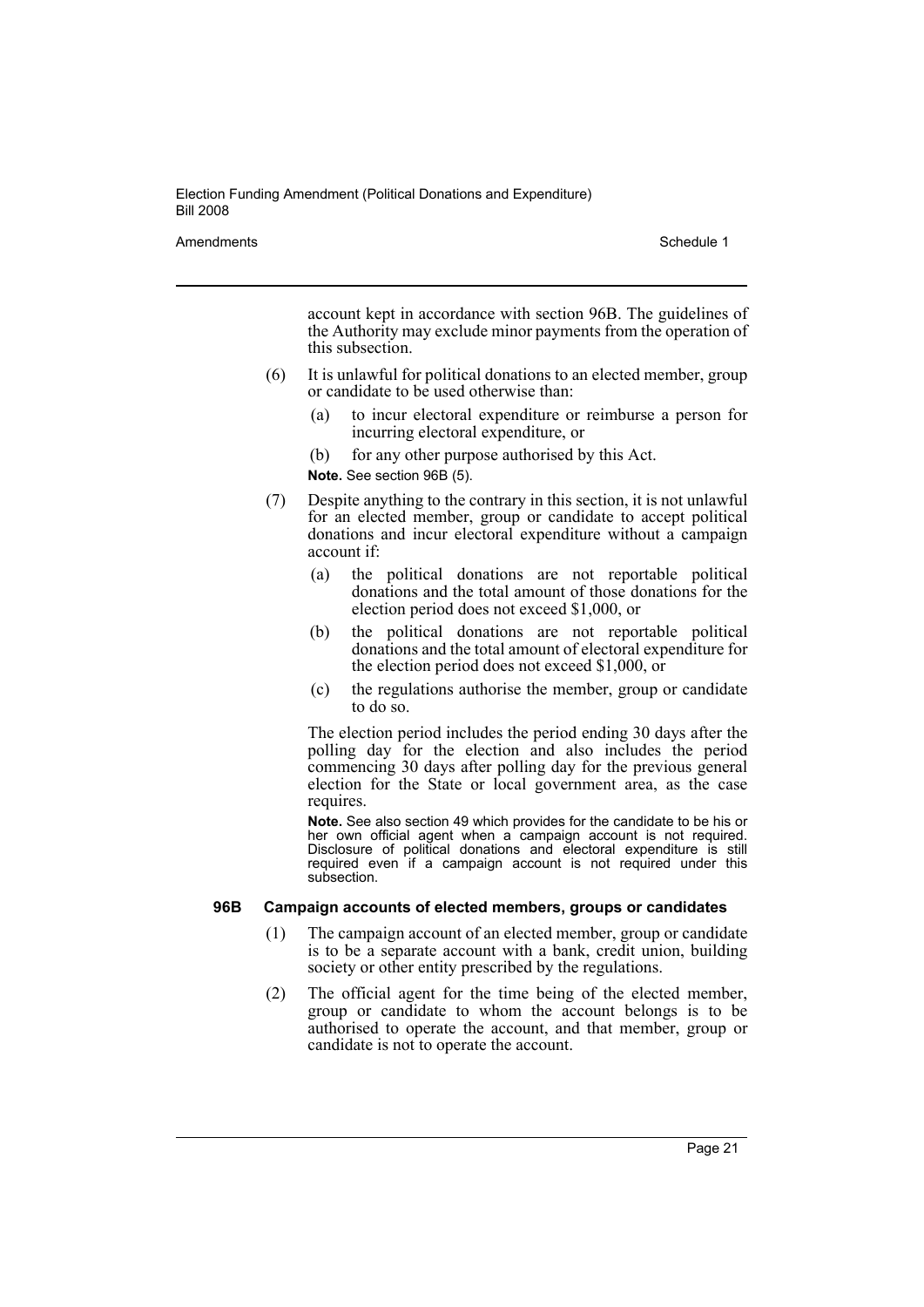account kept in accordance with section 96B. The guidelines of the Authority may exclude minor payments from the operation of this subsection.

(6) It is unlawful for political donations to an elected member, group or candidate to be used otherwise than:

- (a) to incur electoral expenditure or reimburse a person for incurring electoral expenditure, or
- (b) for any other purpose authorised by this Act.

**Note.** See section 96B (5).

(7) Despite anything to the contrary in this section, it is not unlawful for an elected member, group or candidate to accept political donations and incur electoral expenditure without a campaign account if:

- (a) the political donations are not reportable political donations and the total amount of those donations for the election period does not exceed $1,000, or
- (b) the political donations are not reportable political donations and the total amount of electoral expenditure for the election period does not exceed $1,000, or
- (c) the regulations authorise the member, group or candidate to do so.

The election period includes the period ending 30 days after the polling day for the election and also includes the period commencing 30 days after polling day for the previous general election for the State or local government area, as the case requires.

**Note.** See also section 49 which provides for the candidate to be his or her own official agent when a campaign account is not required. Disclosure of political donations and electoral expenditure is still required even if a campaign account is not required under this subsection.

#### 96B Campaign accounts of elected members, groups or candidates

(1) The campaign account of an elected member, group or candidate is to be a separate account with a bank, credit union, building society or other entity prescribed by the regulations.

(2) The official agent for the time being of the elected member, group or candidate to whom the account belongs is to be authorised to operate the account, and that member, group or candidate is not to operate the account.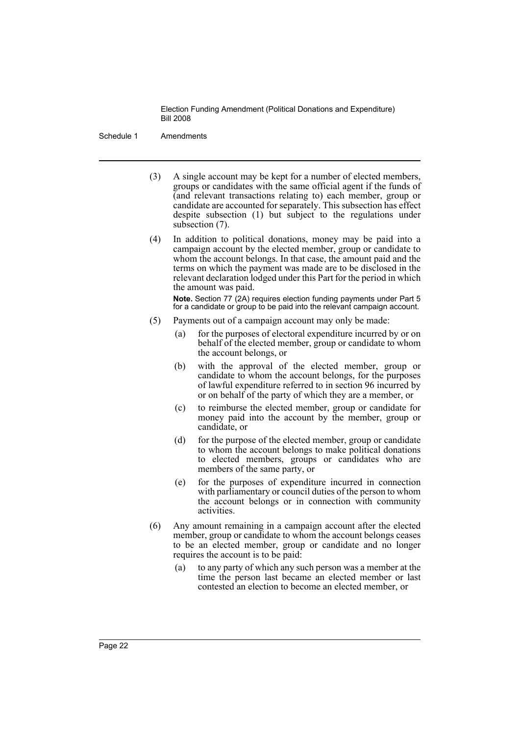(3) A single account may be kept for a number of elected members, groups or candidates with the same official agent if the funds of (and relevant transactions relating to) each member, group or candidate are accounted for separately. This subsection has effect despite subsection (1) but subject to the regulations under subsection (7).

(4) In addition to political donations, money may be paid into a campaign account by the elected member, group or candidate to whom the account belongs. In that case, the amount paid and the terms on which the payment was made are to be disclosed in the relevant declaration lodged under this Part for the period in which the amount was paid.

**Note.** Section 77 (2A) requires election funding payments under Part 5 for a candidate or group to be paid into the relevant campaign account.

(5) Payments out of a campaign account may only be made:

- (a) for the purposes of electoral expenditure incurred by or on behalf of the elected member, group or candidate to whom the account belongs, or
- (b) with the approval of the elected member, group or candidate to whom the account belongs, for the purposes of lawful expenditure referred to in section 96 incurred by or on behalf of the party of which they are a member, or
- (c) to reimburse the elected member, group or candidate for money paid into the account by the member, group or candidate, or
- (d) for the purpose of the elected member, group or candidate to whom the account belongs to make political donations to elected members, groups or candidates who are members of the same party, or
- (e) for the purposes of expenditure incurred in connection with parliamentary or council duties of the person to whom the account belongs or in connection with community activities.

(6) Any amount remaining in a campaign account after the elected member, group or candidate to whom the account belongs ceases to be an elected member, group or candidate and no longer requires the account is to be paid:

- (a) to any party of which any such person was a member at the time the person last became an elected member or last contested an election to become an elected member, or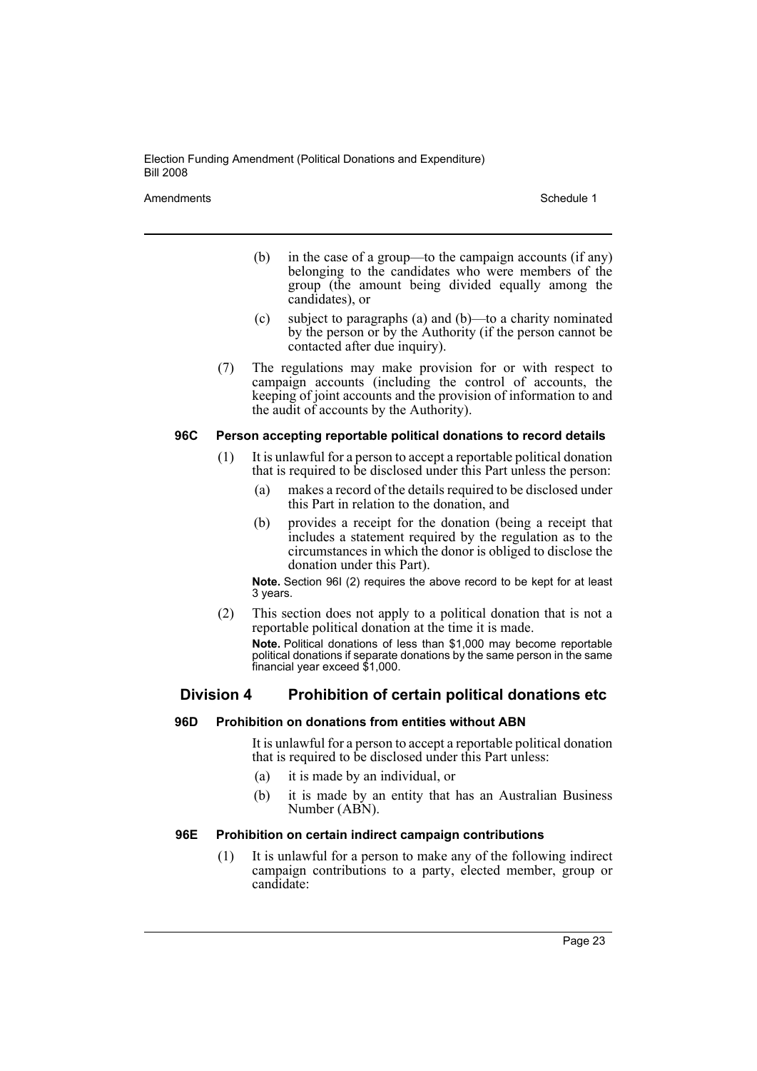(b) in the case of a group—to the campaign accounts (if any) belonging to the candidates who were members of the group (the amount being divided equally among the candidates), or

(c) subject to paragraphs (a) and (b)—to a charity nominated by the person or by the Authority (if the person cannot be contacted after due inquiry).

(7) The regulations may make provision for or with respect to campaign accounts (including the control of accounts, the keeping of joint accounts and the provision of information to and the audit of accounts by the Authority).

### 96C Person accepting reportable political donations to record details

(1) It is unlawful for a person to accept a reportable political donation that is required to be disclosed under this Part unless the person:

(a) makes a record of the details required to be disclosed under this Part in relation to the donation, and

(b) provides a receipt for the donation (being a receipt that includes a statement required by the regulation as to the circumstances in which the donor is obliged to disclose the donation under this Part).

**Note.** Section 96I (2) requires the above record to be kept for at least 3 years.

(2) This section does not apply to a political donation that is not a reportable political donation at the time it is made.

**Note.** Political donations of less than $1,000 may become reportable political donations if separate donations by the same person in the same financial year exceed $1,000.

## Division 4 Prohibition of certain political donations etc

### 96D Prohibition on donations from entities without ABN

It is unlawful for a person to accept a reportable political donation that is required to be disclosed under this Part unless:

(a) it is made by an individual, or

(b) it is made by an entity that has an Australian Business Number (ABN).

### 96E Prohibition on certain indirect campaign contributions

(1) It is unlawful for a person to make any of the following indirect campaign contributions to a party, elected member, group or candidate: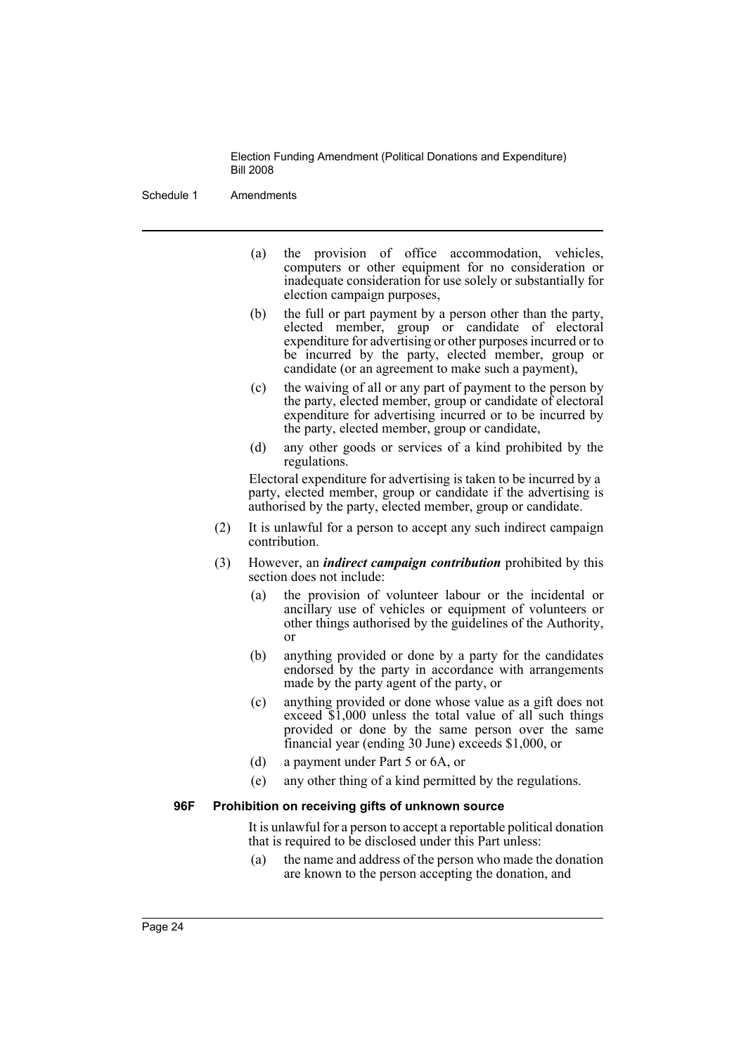(a) the provision of office accommodation, vehicles, computers or other equipment for no consideration or inadequate consideration for use solely or substantially for election campaign purposes,

(b) the full or part payment by a person other than the party, elected member, group or candidate of electoral expenditure for advertising or other purposes incurred or to be incurred by the party, elected member, group or candidate (or an agreement to make such a payment),

(c) the waiving of all or any part of payment to the person by the party, elected member, group or candidate of electoral expenditure for advertising incurred or to be incurred by the party, elected member, group or candidate,

(d) any other goods or services of a kind prohibited by the regulations.

Electoral expenditure for advertising is taken to be incurred by a party, elected member, group or candidate if the advertising is authorised by the party, elected member, group or candidate.

(2) It is unlawful for a person to accept any such indirect campaign contribution.

(3) However, an ***indirect campaign contribution*** prohibited by this section does not include:

(a) the provision of volunteer labour or the incidental or ancillary use of vehicles or equipment of volunteers or other things authorised by the guidelines of the Authority, or

(b) anything provided or done by a party for the candidates endorsed by the party in accordance with arrangements made by the party agent of the party, or

(c) anything provided or done whose value as a gift does not exceed $1,000 unless the total value of all such things provided or done by the same person over the same financial year (ending 30 June) exceeds $1,000, or

(d) a payment under Part 5 or 6A, or

(e) any other thing of a kind permitted by the regulations.

**96F Prohibition on receiving gifts of unknown source**

It is unlawful for a person to accept a reportable political donation that is required to be disclosed under this Part unless:

(a) the name and address of the person who made the donation are known to the person accepting the donation, and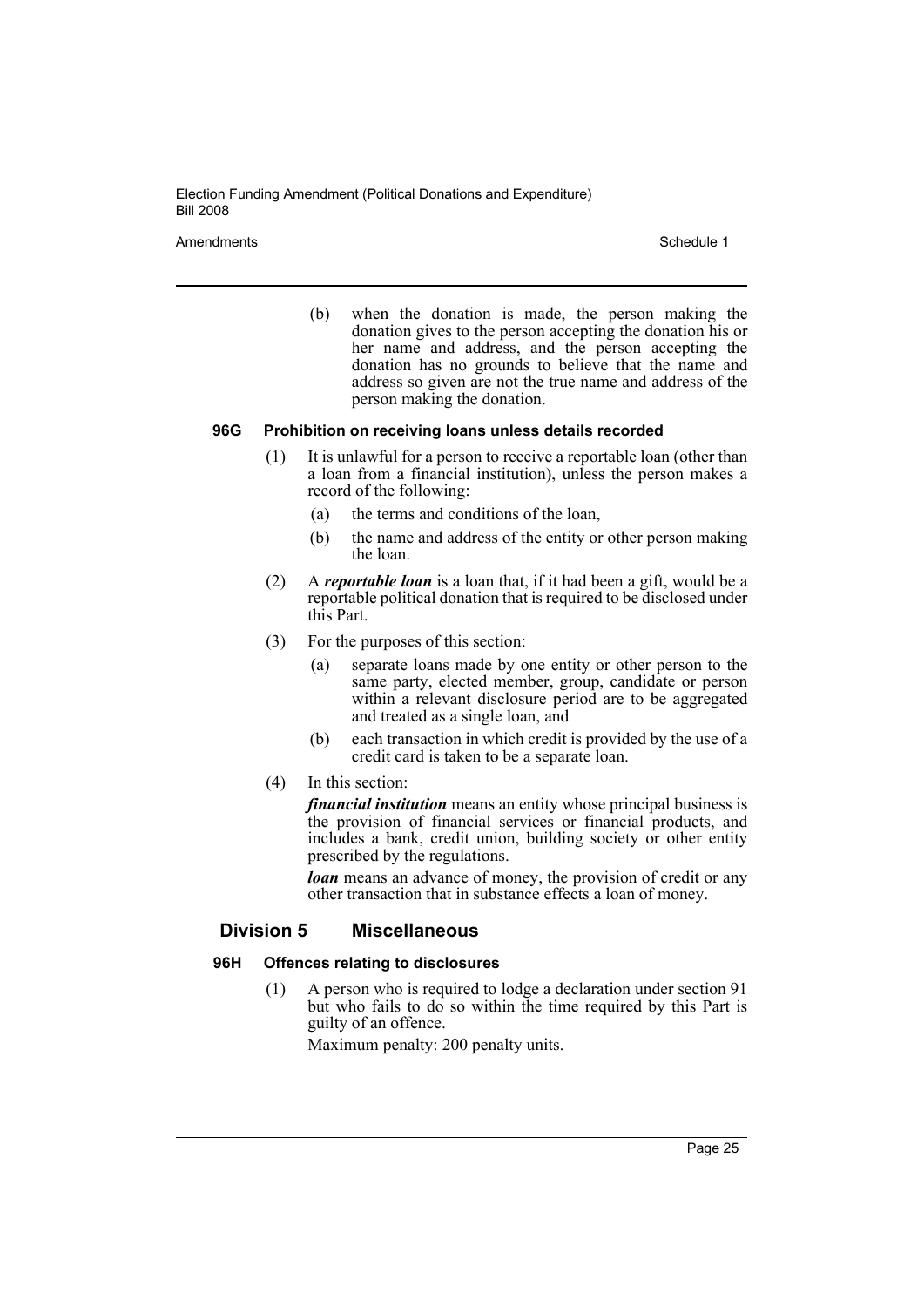(b) when the donation is made, the person making the donation gives to the person accepting the donation his or her name and address, and the person accepting the donation has no grounds to believe that the name and address so given are not the true name and address of the person making the donation.

#### 96G Prohibition on receiving loans unless details recorded

(1) It is unlawful for a person to receive a reportable loan (other than a loan from a financial institution), unless the person makes a record of the following:

(a) the terms and conditions of the loan,

(b) the name and address of the entity or other person making the loan.

(2) A ***reportable loan*** is a loan that, if it had been a gift, would be a reportable political donation that is required to be disclosed under this Part.

(3) For the purposes of this section:

(a) separate loans made by one entity or other person to the same party, elected member, group, candidate or person within a relevant disclosure period are to be aggregated and treated as a single loan, and

(b) each transaction in which credit is provided by the use of a credit card is taken to be a separate loan.

(4) In this section:

***financial institution*** means an entity whose principal business is the provision of financial services or financial products, and includes a bank, credit union, building society or other entity prescribed by the regulations.

***loan*** means an advance of money, the provision of credit or any other transaction that in substance effects a loan of money.

### Division 5 Miscellaneous

#### 96H Offences relating to disclosures

(1) A person who is required to lodge a declaration under section 91 but who fails to do so within the time required by this Part is guilty of an offence.

Maximum penalty: 200 penalty units.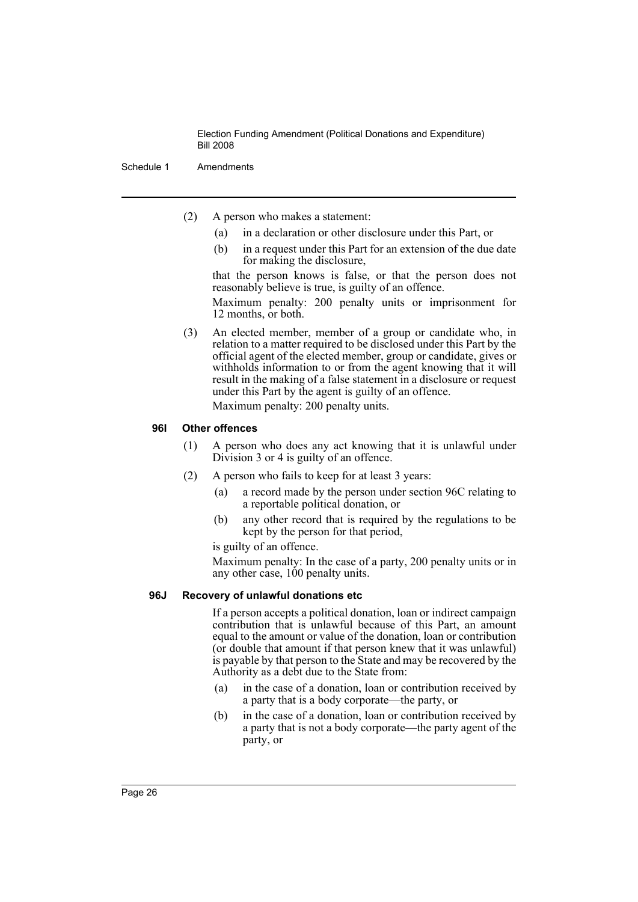(2) A person who makes a statement:

(a) in a declaration or other disclosure under this Part, or

(b) in a request under this Part for an extension of the due date for making the disclosure,

that the person knows is false, or that the person does not reasonably believe is true, is guilty of an offence.

Maximum penalty: 200 penalty units or imprisonment for 12 months, or both.

(3) An elected member, member of a group or candidate who, in relation to a matter required to be disclosed under this Part by the official agent of the elected member, group or candidate, gives or withholds information to or from the agent knowing that it will result in the making of a false statement in a disclosure or request under this Part by the agent is guilty of an offence.

Maximum penalty: 200 penalty units.

**96I Other offences**

(1) A person who does any act knowing that it is unlawful under Division 3 or 4 is guilty of an offence.

(2) A person who fails to keep for at least 3 years:

(a) a record made by the person under section 96C relating to a reportable political donation, or

(b) any other record that is required by the regulations to be kept by the person for that period,

is guilty of an offence.

Maximum penalty: In the case of a party, 200 penalty units or in any other case, 100 penalty units.

**96J Recovery of unlawful donations etc**

If a person accepts a political donation, loan or indirect campaign contribution that is unlawful because of this Part, an amount equal to the amount or value of the donation, loan or contribution (or double that amount if that person knew that it was unlawful) is payable by that person to the State and may be recovered by the Authority as a debt due to the State from:

(a) in the case of a donation, loan or contribution received by a party that is a body corporate—the party, or

(b) in the case of a donation, loan or contribution received by a party that is not a body corporate—the party agent of the party, or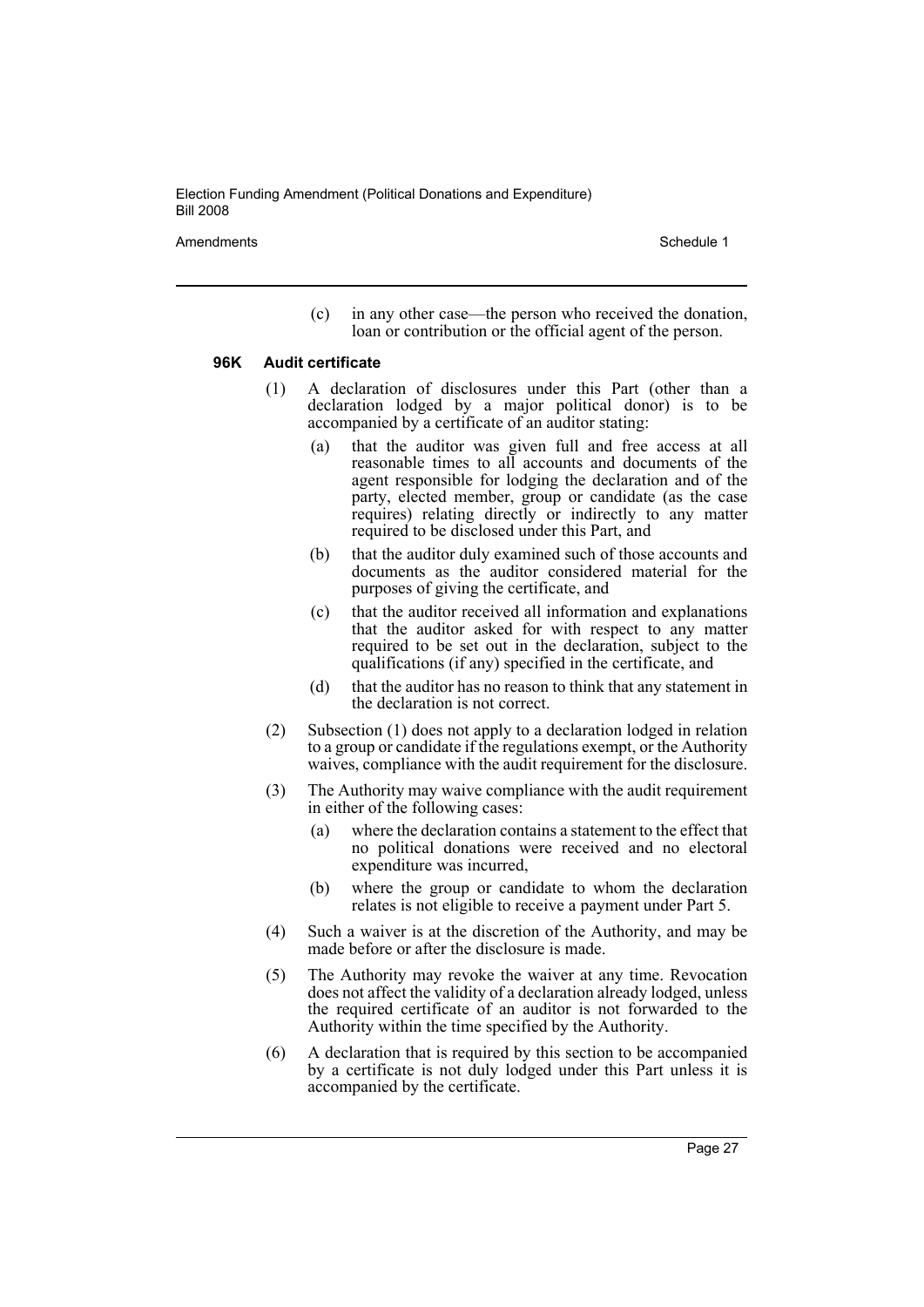(c) in any other case—the person who received the donation, loan or contribution or the official agent of the person.

### 96K Audit certificate

(1) A declaration of disclosures under this Part (other than a declaration lodged by a major political donor) is to be accompanied by a certificate of an auditor stating:

- (a) that the auditor was given full and free access at all reasonable times to all accounts and documents of the agent responsible for lodging the declaration and of the party, elected member, group or candidate (as the case requires) relating directly or indirectly to any matter required to be disclosed under this Part, and
- (b) that the auditor duly examined such of those accounts and documents as the auditor considered material for the purposes of giving the certificate, and
- (c) that the auditor received all information and explanations that the auditor asked for with respect to any matter required to be set out in the declaration, subject to the qualifications (if any) specified in the certificate, and
- (d) that the auditor has no reason to think that any statement in the declaration is not correct.

(2) Subsection (1) does not apply to a declaration lodged in relation to a group or candidate if the regulations exempt, or the Authority waives, compliance with the audit requirement for the disclosure.

(3) The Authority may waive compliance with the audit requirement in either of the following cases:

- (a) where the declaration contains a statement to the effect that no political donations were received and no electoral expenditure was incurred,
- (b) where the group or candidate to whom the declaration relates is not eligible to receive a payment under Part 5.

(4) Such a waiver is at the discretion of the Authority, and may be made before or after the disclosure is made.

(5) The Authority may revoke the waiver at any time. Revocation does not affect the validity of a declaration already lodged, unless the required certificate of an auditor is not forwarded to the Authority within the time specified by the Authority.

(6) A declaration that is required by this section to be accompanied by a certificate is not duly lodged under this Part unless it is accompanied by the certificate.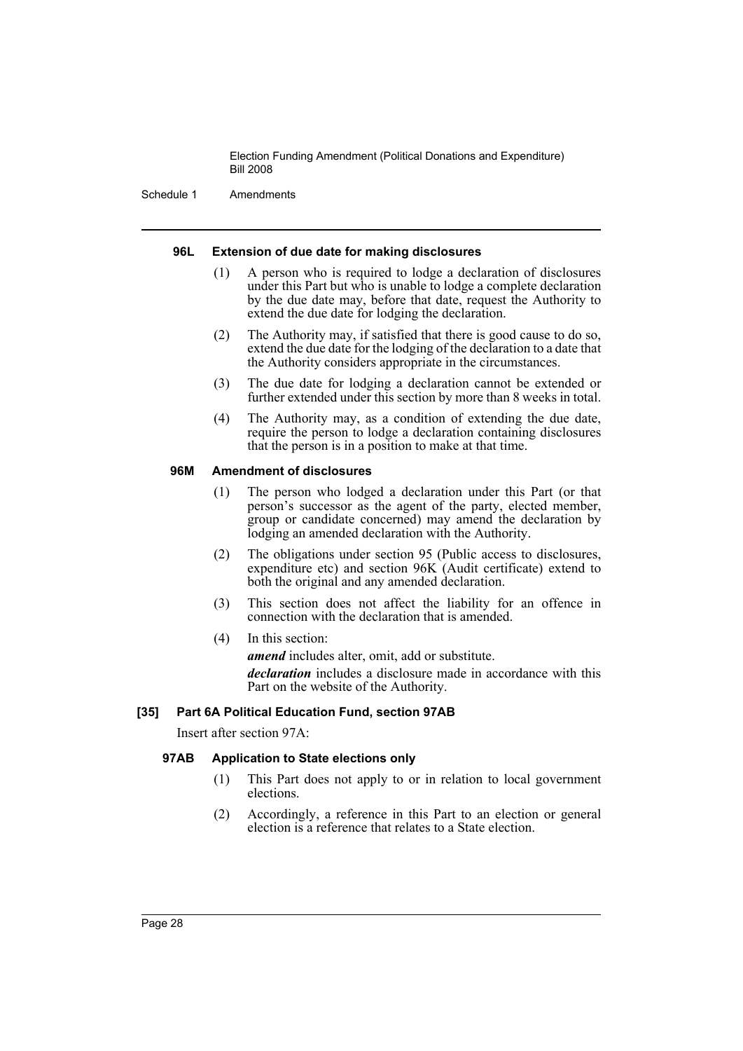#### 96L Extension of due date for making disclosures

(1) A person who is required to lodge a declaration of disclosures under this Part but who is unable to lodge a complete declaration by the due date may, before that date, request the Authority to extend the due date for lodging the declaration.

(2) The Authority may, if satisfied that there is good cause to do so, extend the due date for the lodging of the declaration to a date that the Authority considers appropriate in the circumstances.

(3) The due date for lodging a declaration cannot be extended or further extended under this section by more than 8 weeks in total.

(4) The Authority may, as a condition of extending the due date, require the person to lodge a declaration containing disclosures that the person is in a position to make at that time.

#### 96M Amendment of disclosures

(1) The person who lodged a declaration under this Part (or that person's successor as the agent of the party, elected member, group or candidate concerned) may amend the declaration by lodging an amended declaration with the Authority.

(2) The obligations under section 95 (Public access to disclosures, expenditure etc) and section 96K (Audit certificate) extend to both the original and any amended declaration.

(3) This section does not affect the liability for an offence in connection with the declaration that is amended.

(4) In this section:

***amend*** includes alter, omit, add or substitute.

***declaration*** includes a disclosure made in accordance with this Part on the website of the Authority.

### [35] Part 6A Political Education Fund, section 97AB

Insert after section 97A:

#### 97AB Application to State elections only

(1) This Part does not apply to or in relation to local government elections.

(2) Accordingly, a reference in this Part to an election or general election is a reference that relates to a State election.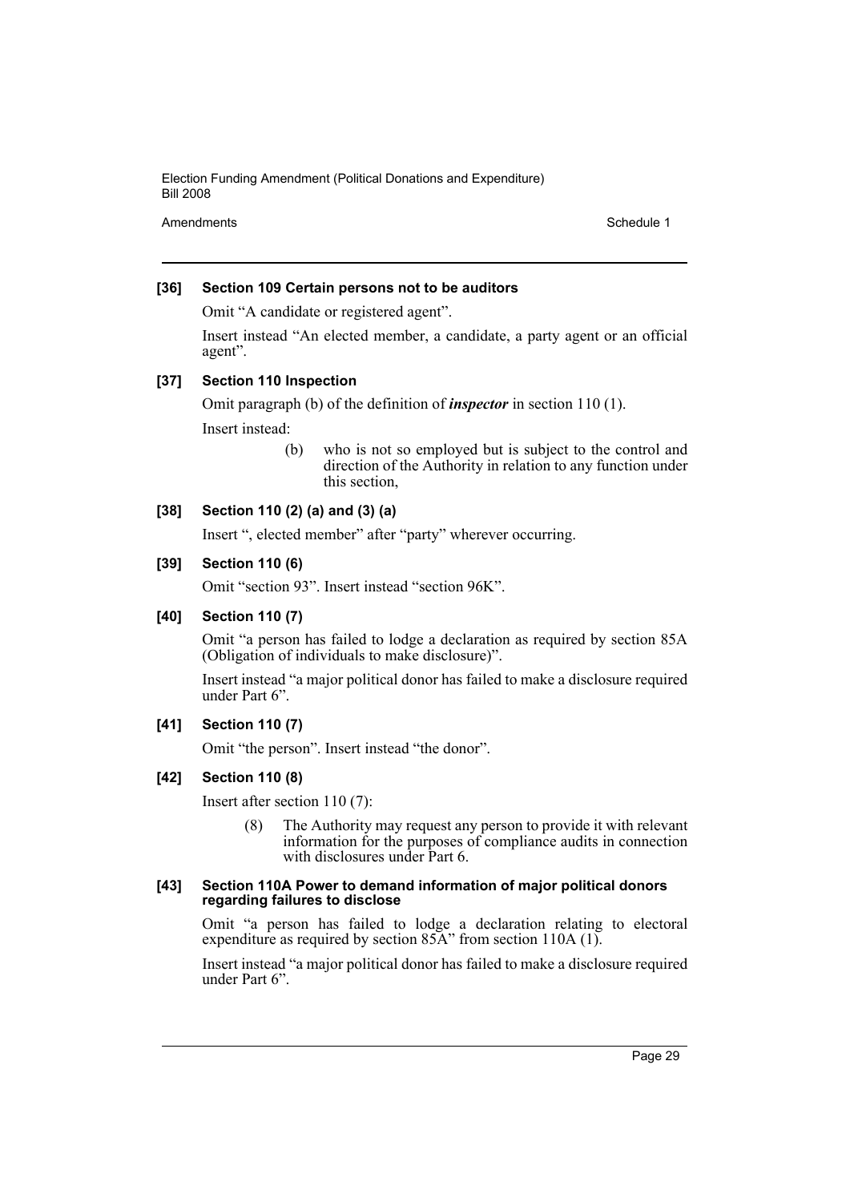**[36] Section 109 Certain persons not to be auditors**

Omit "A candidate or registered agent".

Insert instead "An elected member, a candidate, a party agent or an official agent".

**[37] Section 110 Inspection**

Omit paragraph (b) of the definition of ***inspector*** in section 110 (1).

Insert instead:

> (b) who is not so employed but is subject to the control and direction of the Authority in relation to any function under this section,

**[38] Section 110 (2) (a) and (3) (a)**

Insert ", elected member" after "party" wherever occurring.

**[39] Section 110 (6)**

Omit "section 93". Insert instead "section 96K".

**[40] Section 110 (7)**

Omit "a person has failed to lodge a declaration as required by section 85A (Obligation of individuals to make disclosure)".

Insert instead "a major political donor has failed to make a disclosure required under Part 6".

**[41] Section 110 (7)**

Omit "the person". Insert instead "the donor".

**[42] Section 110 (8)**

Insert after section 110 (7):

> (8) The Authority may request any person to provide it with relevant information for the purposes of compliance audits in connection with disclosures under Part 6.

**[43] Section 110A Power to demand information of major political donors regarding failures to disclose**

Omit "a person has failed to lodge a declaration relating to electoral expenditure as required by section 85A" from section 110A (1).

Insert instead "a major political donor has failed to make a disclosure required under Part 6".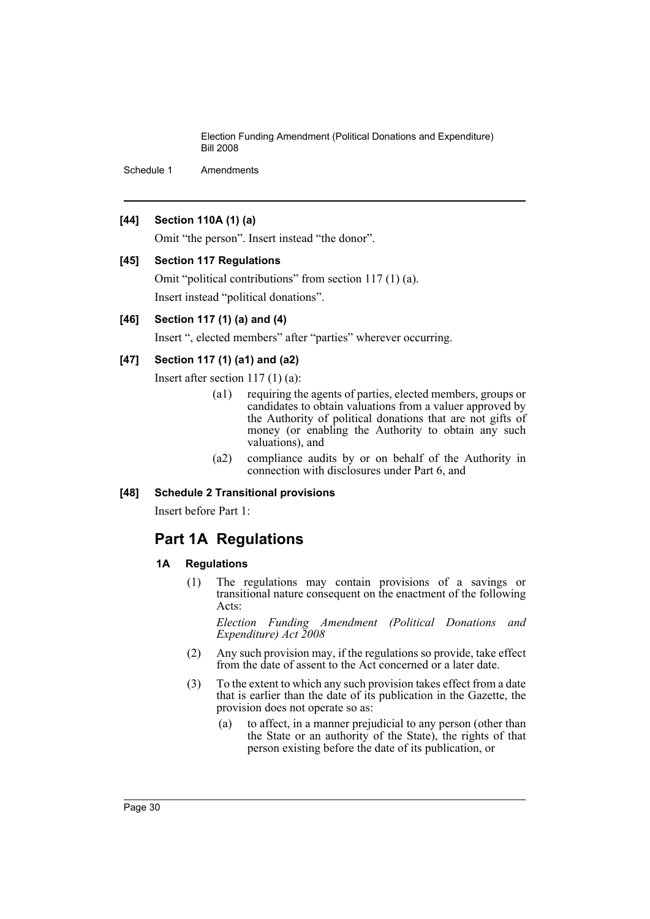### [44] Section 110A (1) (a)

Omit "the person". Insert instead "the donor".

### [45] Section 117 Regulations

Omit "political contributions" from section 117 (1) (a).

Insert instead "political donations".

### [46] Section 117 (1) (a) and (4)

Insert ", elected members" after "parties" wherever occurring.

### [47] Section 117 (1) (a1) and (a2)

Insert after section 117 (1) (a):

> (a1) requiring the agents of parties, elected members, groups or candidates to obtain valuations from a valuer approved by the Authority of political donations that are not gifts of money (or enabling the Authority to obtain any such valuations), and
>
> (a2) compliance audits by or on behalf of the Authority in connection with disclosures under Part 6, and

### [48] Schedule 2 Transitional provisions

Insert before Part 1:

## Part 1A Regulations

### 1A Regulations

(1) The regulations may contain provisions of a savings or transitional nature consequent on the enactment of the following Acts:

*Election Funding Amendment (Political Donations and Expenditure) Act 2008*

(2) Any such provision may, if the regulations so provide, take effect from the date of assent to the Act concerned or a later date.

(3) To the extent to which any such provision takes effect from a date that is earlier than the date of its publication in the Gazette, the provision does not operate so as:

(a) to affect, in a manner prejudicial to any person (other than the State or an authority of the State), the rights of that person existing before the date of its publication, or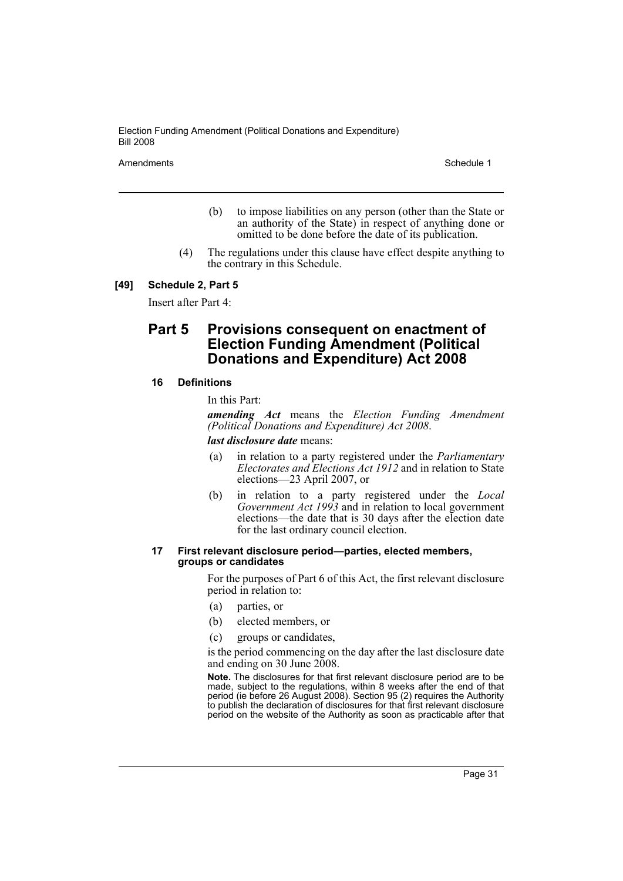(b) to impose liabilities on any person (other than the State or an authority of the State) in respect of anything done or omitted to be done before the date of its publication.

(4) The regulations under this clause have effect despite anything to the contrary in this Schedule.

**[49] Schedule 2, Part 5**

Insert after Part 4:

## Part 5 Provisions consequent on enactment of Election Funding Amendment (Political Donations and Expenditure) Act 2008

**16 Definitions**

In this Part:

***amending Act*** means the *Election Funding Amendment (Political Donations and Expenditure) Act 2008*.

***last disclosure date*** means:

(a) in relation to a party registered under the *Parliamentary Electorates and Elections Act 1912* and in relation to State elections—23 April 2007, or

(b) in relation to a party registered under the *Local Government Act 1993* and in relation to local government elections—the date that is 30 days after the election date for the last ordinary council election.

**17 First relevant disclosure period—parties, elected members, groups or candidates**

For the purposes of Part 6 of this Act, the first relevant disclosure period in relation to:

(a) parties, or

(b) elected members, or

(c) groups or candidates,

is the period commencing on the day after the last disclosure date and ending on 30 June 2008.

**Note.** The disclosures for that first relevant disclosure period are to be made, subject to the regulations, within 8 weeks after the end of that period (ie before 26 August 2008). Section 95 (2) requires the Authority to publish the declaration of disclosures for that first relevant disclosure period on the website of the Authority as soon as practicable after that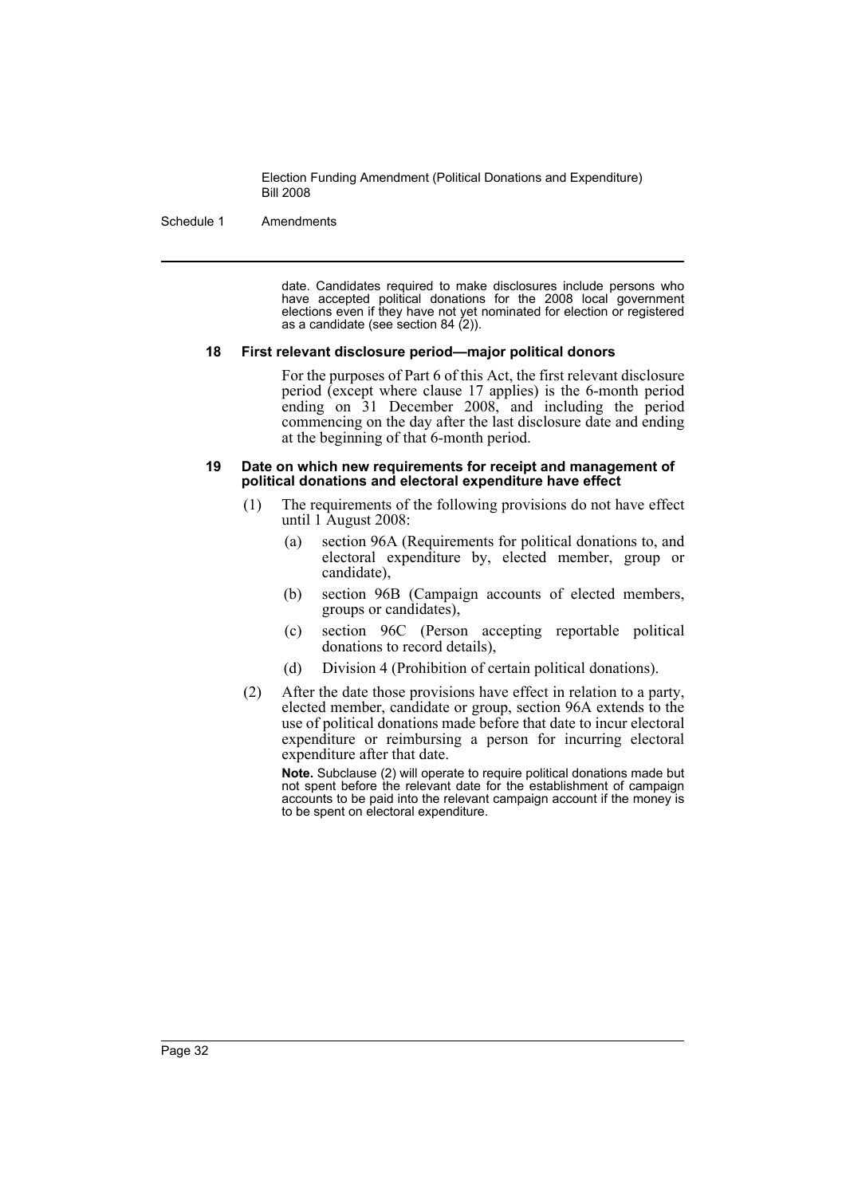date. Candidates required to make disclosures include persons who have accepted political donations for the 2008 local government elections even if they have not yet nominated for election or registered as a candidate (see section 84 (2)).

### 18 First relevant disclosure period—major political donors

For the purposes of Part 6 of this Act, the first relevant disclosure period (except where clause 17 applies) is the 6-month period ending on 31 December 2008, and including the period commencing on the day after the last disclosure date and ending at the beginning of that 6-month period.

### 19 Date on which new requirements for receipt and management of political donations and electoral expenditure have effect

(1) The requirements of the following provisions do not have effect until 1 August 2008:

- (a) section 96A (Requirements for political donations to, and electoral expenditure by, elected member, group or candidate),
- (b) section 96B (Campaign accounts of elected members, groups or candidates),
- (c) section 96C (Person accepting reportable political donations to record details),
- (d) Division 4 (Prohibition of certain political donations).

(2) After the date those provisions have effect in relation to a party, elected member, candidate or group, section 96A extends to the use of political donations made before that date to incur electoral expenditure or reimbursing a person for incurring electoral expenditure after that date.

**Note.** Subclause (2) will operate to require political donations made but not spent before the relevant date for the establishment of campaign accounts to be paid into the relevant campaign account if the money is to be spent on electoral expenditure.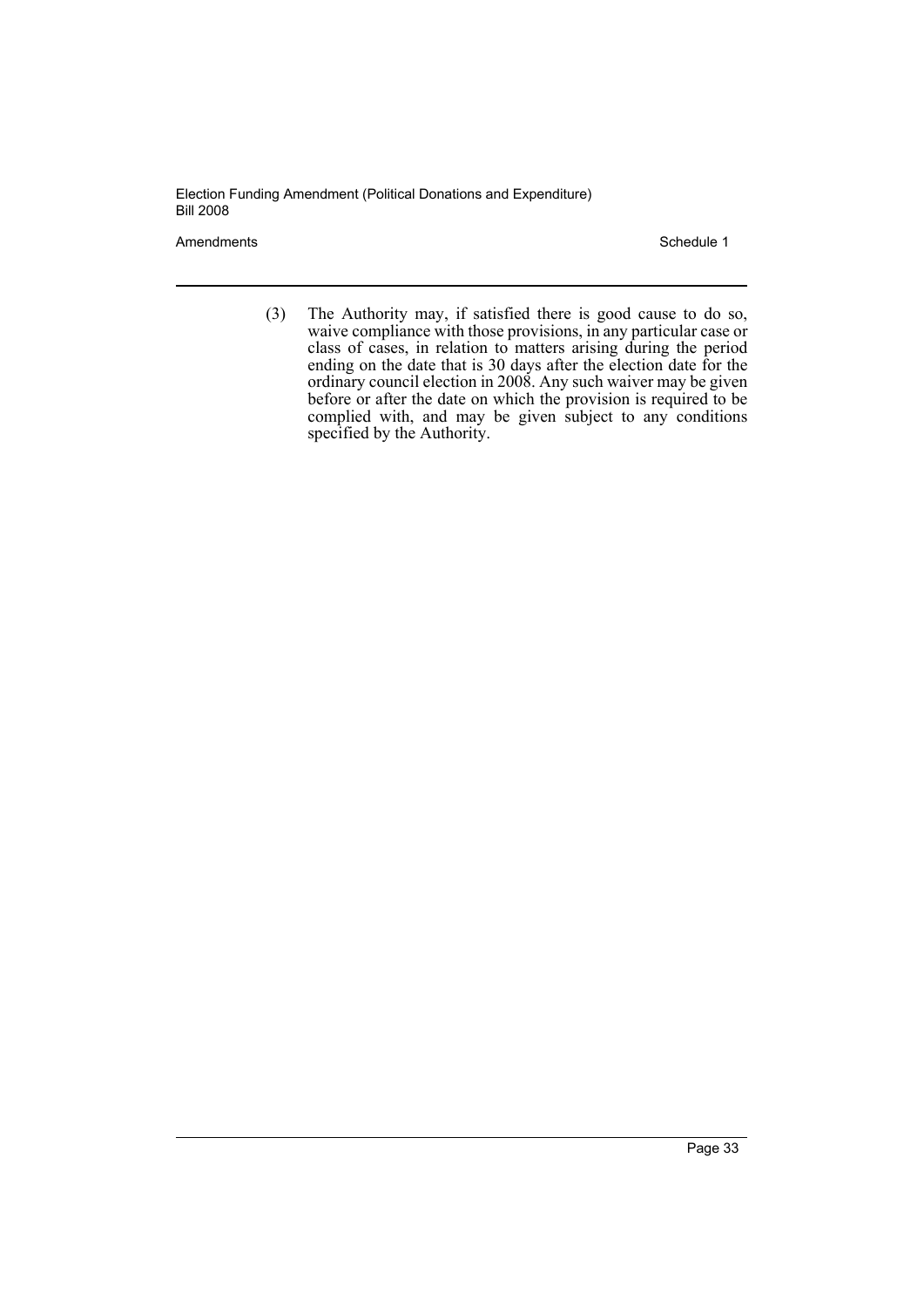(3) The Authority may, if satisfied there is good cause to do so, waive compliance with those provisions, in any particular case or class of cases, in relation to matters arising during the period ending on the date that is 30 days after the election date for the ordinary council election in 2008. Any such waiver may be given before or after the date on which the provision is required to be complied with, and may be given subject to any conditions specified by the Authority.